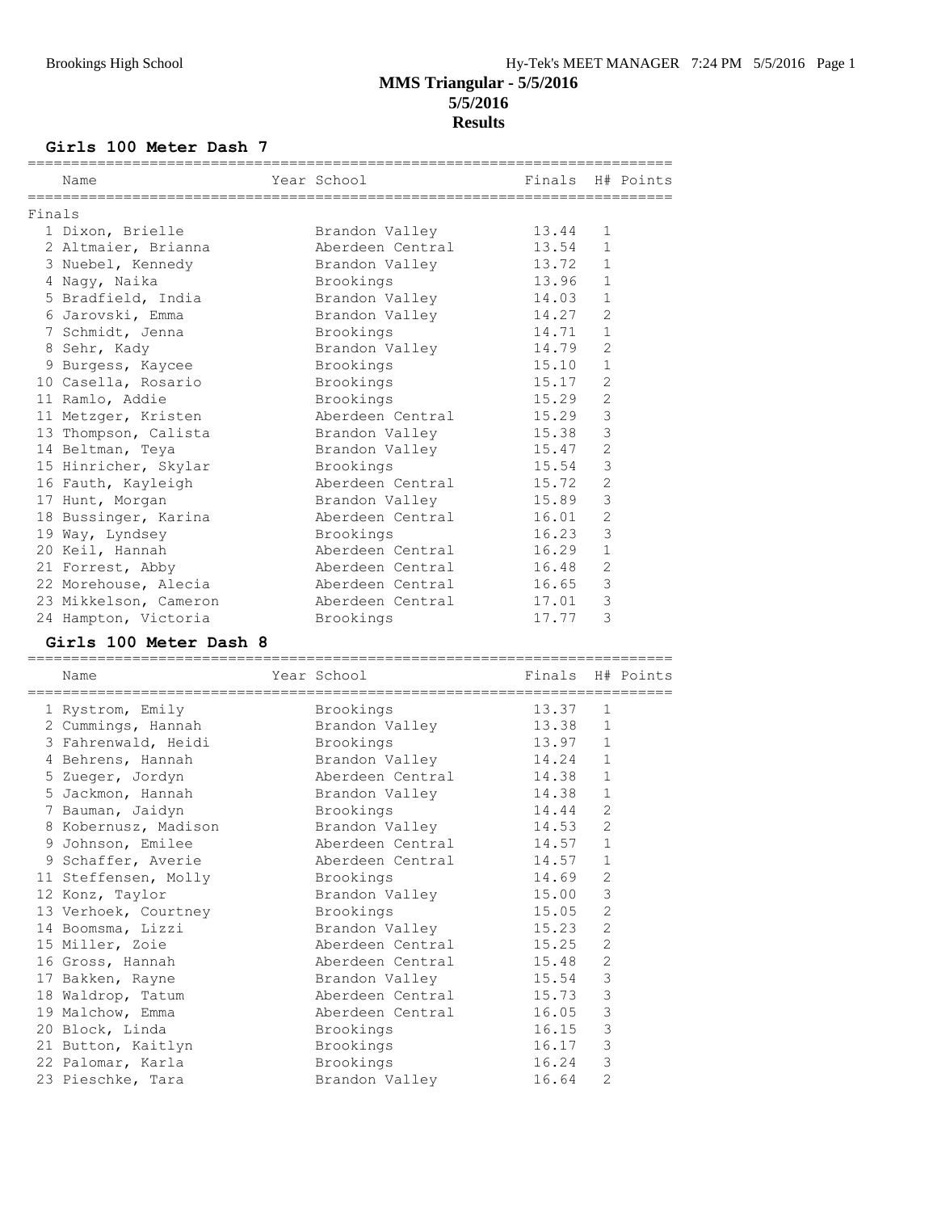# MMS Triangular - 5/5/2016

**5/5/2016**

**Results**

### Girls 100 Meter Dash 7

| | Name | Year | School | Finals | H# | Points |
|---|---|---|---|---|---|---|
| **Finals** | | | | | | |
| 1 | Dixon, Brielle | | Brandon Valley | 13.44 | 1 | |
| 2 | Altmaier, Brianna | | Aberdeen Central | 13.54 | 1 | |
| 3 | Nuebel, Kennedy | | Brandon Valley | 13.72 | 1 | |
| 4 | Nagy, Naika | | Brookings | 13.96 | 1 | |
| 5 | Bradfield, India | | Brandon Valley | 14.03 | 1 | |
| 6 | Jarovski, Emma | | Brandon Valley | 14.27 | 2 | |
| 7 | Schmidt, Jenna | | Brookings | 14.71 | 1 | |
| 8 | Sehr, Kady | | Brandon Valley | 14.79 | 2 | |
| 9 | Burgess, Kaycee | | Brookings | 15.10 | 1 | |
| 10 | Casella, Rosario | | Brookings | 15.17 | 2 | |
| 11 | Ramlo, Addie | | Brookings | 15.29 | 2 | |
| 11 | Metzger, Kristen | | Aberdeen Central | 15.29 | 3 | |
| 13 | Thompson, Calista | | Brandon Valley | 15.38 | 3 | |
| 14 | Beltman, Teya | | Brandon Valley | 15.47 | 2 | |
| 15 | Hinricher, Skylar | | Brookings | 15.54 | 3 | |
| 16 | Fauth, Kayleigh | | Aberdeen Central | 15.72 | 2 | |
| 17 | Hunt, Morgan | | Brandon Valley | 15.89 | 3 | |
| 18 | Bussinger, Karina | | Aberdeen Central | 16.01 | 2 | |
| 19 | Way, Lyndsey | | Brookings | 16.23 | 3 | |
| 20 | Keil, Hannah | | Aberdeen Central | 16.29 | 1 | |
| 21 | Forrest, Abby | | Aberdeen Central | 16.48 | 2 | |
| 22 | Morehouse, Alecia | | Aberdeen Central | 16.65 | 3 | |
| 23 | Mikkelson, Cameron | | Aberdeen Central | 17.01 | 3 | |
| 24 | Hampton, Victoria | | Brookings | 17.77 | 3 | |

### Girls 100 Meter Dash 8

| | Name | Year | School | Finals | H# | Points |
|---|---|---|---|---|---|---|
| 1 | Rystrom, Emily | | Brookings | 13.37 | 1 | |
| 2 | Cummings, Hannah | | Brandon Valley | 13.38 | 1 | |
| 3 | Fahrenwald, Heidi | | Brookings | 13.97 | 1 | |
| 4 | Behrens, Hannah | | Brandon Valley | 14.24 | 1 | |
| 5 | Zueger, Jordyn | | Aberdeen Central | 14.38 | 1 | |
| 5 | Jackmon, Hannah | | Brandon Valley | 14.38 | 1 | |
| 7 | Bauman, Jaidyn | | Brookings | 14.44 | 2 | |
| 8 | Kobernusz, Madison | | Brandon Valley | 14.53 | 2 | |
| 9 | Johnson, Emilee | | Aberdeen Central | 14.57 | 1 | |
| 9 | Schaffer, Averie | | Aberdeen Central | 14.57 | 1 | |
| 11 | Steffensen, Molly | | Brookings | 14.69 | 2 | |
| 12 | Konz, Taylor | | Brandon Valley | 15.00 | 3 | |
| 13 | Verhoek, Courtney | | Brookings | 15.05 | 2 | |
| 14 | Boomsma, Lizzi | | Brandon Valley | 15.23 | 2 | |
| 15 | Miller, Zoie | | Aberdeen Central | 15.25 | 2 | |
| 16 | Gross, Hannah | | Aberdeen Central | 15.48 | 2 | |
| 17 | Bakken, Rayne | | Brandon Valley | 15.54 | 3 | |
| 18 | Waldrop, Tatum | | Aberdeen Central | 15.73 | 3 | |
| 19 | Malchow, Emma | | Aberdeen Central | 16.05 | 3 | |
| 20 | Block, Linda | | Brookings | 16.15 | 3 | |
| 21 | Button, Kaitlyn | | Brookings | 16.17 | 3 | |
| 22 | Palomar, Karla | | Brookings | 16.24 | 3 | |
| 23 | Pieschke, Tara | | Brandon Valley | 16.64 | 2 | |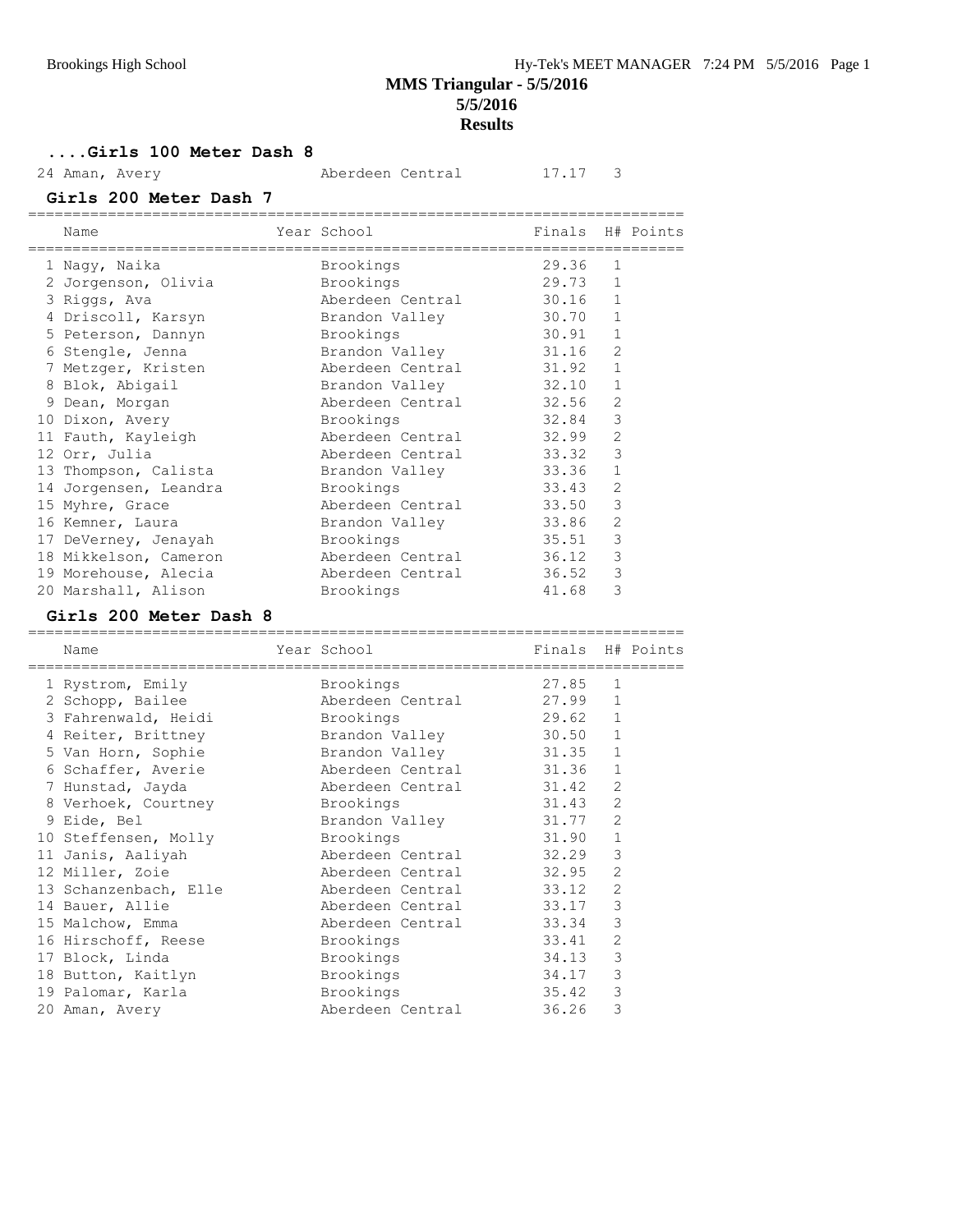## MMS Triangular - 5/5/2016

**5/5/2016**

**Results**

### ....Girls 100 Meter Dash 8

| | Name | Year | School | Finals | H# | Points |
|---|---|---|---|---|---|---|
| 24 | Aman, Avery | | Aberdeen Central | 17.17 | 3 | |

### Girls 200 Meter Dash 7

| | Name | Year | School | Finals | H# | Points |
|---|---|---|---|---|---|---|
| 1 | Nagy, Naika | | Brookings | 29.36 | 1 | |
| 2 | Jorgenson, Olivia | | Brookings | 29.73 | 1 | |
| 3 | Riggs, Ava | | Aberdeen Central | 30.16 | 1 | |
| 4 | Driscoll, Karsyn | | Brandon Valley | 30.70 | 1 | |
| 5 | Peterson, Dannyn | | Brookings | 30.91 | 1 | |
| 6 | Stengle, Jenna | | Brandon Valley | 31.16 | 2 | |
| 7 | Metzger, Kristen | | Aberdeen Central | 31.92 | 1 | |
| 8 | Blok, Abigail | | Brandon Valley | 32.10 | 1 | |
| 9 | Dean, Morgan | | Aberdeen Central | 32.56 | 2 | |
| 10 | Dixon, Avery | | Brookings | 32.84 | 3 | |
| 11 | Fauth, Kayleigh | | Aberdeen Central | 32.99 | 2 | |
| 12 | Orr, Julia | | Aberdeen Central | 33.32 | 3 | |
| 13 | Thompson, Calista | | Brandon Valley | 33.36 | 1 | |
| 14 | Jorgensen, Leandra | | Brookings | 33.43 | 2 | |
| 15 | Myhre, Grace | | Aberdeen Central | 33.50 | 3 | |
| 16 | Kemner, Laura | | Brandon Valley | 33.86 | 2 | |
| 17 | DeVerney, Jenayah | | Brookings | 35.51 | 3 | |
| 18 | Mikkelson, Cameron | | Aberdeen Central | 36.12 | 3 | |
| 19 | Morehouse, Alecia | | Aberdeen Central | 36.52 | 3 | |
| 20 | Marshall, Alison | | Brookings | 41.68 | 3 | |

### Girls 200 Meter Dash 8

| | Name | Year | School | Finals | H# | Points |
|---|---|---|---|---|---|---|
| 1 | Rystrom, Emily | | Brookings | 27.85 | 1 | |
| 2 | Schopp, Bailee | | Aberdeen Central | 27.99 | 1 | |
| 3 | Fahrenwald, Heidi | | Brookings | 29.62 | 1 | |
| 4 | Reiter, Brittney | | Brandon Valley | 30.50 | 1 | |
| 5 | Van Horn, Sophie | | Brandon Valley | 31.35 | 1 | |
| 6 | Schaffer, Averie | | Aberdeen Central | 31.36 | 1 | |
| 7 | Hunstad, Jayda | | Aberdeen Central | 31.42 | 2 | |
| 8 | Verhoek, Courtney | | Brookings | 31.43 | 2 | |
| 9 | Eide, Bel | | Brandon Valley | 31.77 | 2 | |
| 10 | Steffensen, Molly | | Brookings | 31.90 | 1 | |
| 11 | Janis, Aaliyah | | Aberdeen Central | 32.29 | 3 | |
| 12 | Miller, Zoie | | Aberdeen Central | 32.95 | 2 | |
| 13 | Schanzenbach, Elle | | Aberdeen Central | 33.12 | 2 | |
| 14 | Bauer, Allie | | Aberdeen Central | 33.17 | 3 | |
| 15 | Malchow, Emma | | Aberdeen Central | 33.34 | 3 | |
| 16 | Hirschoff, Reese | | Brookings | 33.41 | 2 | |
| 17 | Block, Linda | | Brookings | 34.13 | 3 | |
| 18 | Button, Kaitlyn | | Brookings | 34.17 | 3 | |
| 19 | Palomar, Karla | | Brookings | 35.42 | 3 | |
| 20 | Aman, Avery | | Aberdeen Central | 36.26 | 3 | |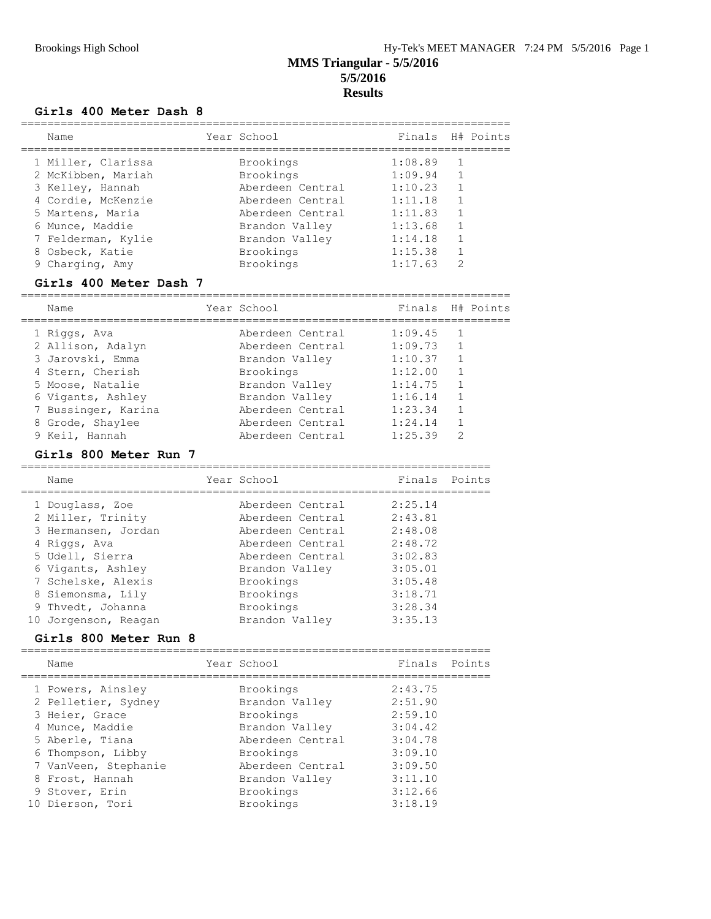# MMS Triangular - 5/5/2016

**5/5/2016**

**Results**

### Girls 400 Meter Dash 8

| Name | Year | School | Finals | H# | Points |
|---|---|---|---|---|---|
| 1 Miller, Clarissa | | Brookings | 1:08.89 | 1 | |
| 2 McKibben, Mariah | | Brookings | 1:09.94 | 1 | |
| 3 Kelley, Hannah | | Aberdeen Central | 1:10.23 | 1 | |
| 4 Cordie, McKenzie | | Aberdeen Central | 1:11.18 | 1 | |
| 5 Martens, Maria | | Aberdeen Central | 1:11.83 | 1 | |
| 6 Munce, Maddie | | Brandon Valley | 1:13.68 | 1 | |
| 7 Felderman, Kylie | | Brandon Valley | 1:14.18 | 1 | |
| 8 Osbeck, Katie | | Brookings | 1:15.38 | 1 | |
| 9 Charging, Amy | | Brookings | 1:17.63 | 2 | |

### Girls 400 Meter Dash 7

| Name | Year | School | Finals | H# | Points |
|---|---|---|---|---|---|
| 1 Riggs, Ava | | Aberdeen Central | 1:09.45 | 1 | |
| 2 Allison, Adalyn | | Aberdeen Central | 1:09.73 | 1 | |
| 3 Jarovski, Emma | | Brandon Valley | 1:10.37 | 1 | |
| 4 Stern, Cherish | | Brookings | 1:12.00 | 1 | |
| 5 Moose, Natalie | | Brandon Valley | 1:14.75 | 1 | |
| 6 Vigants, Ashley | | Brandon Valley | 1:16.14 | 1 | |
| 7 Bussinger, Karina | | Aberdeen Central | 1:23.34 | 1 | |
| 8 Grode, Shaylee | | Aberdeen Central | 1:24.14 | 1 | |
| 9 Keil, Hannah | | Aberdeen Central | 1:25.39 | 2 | |

### Girls 800 Meter Run 7

| Name | Year | School | Finals | Points |
|---|---|---|---|---|
| 1 Douglass, Zoe | | Aberdeen Central | 2:25.14 | |
| 2 Miller, Trinity | | Aberdeen Central | 2:43.81 | |
| 3 Hermansen, Jordan | | Aberdeen Central | 2:48.08 | |
| 4 Riggs, Ava | | Aberdeen Central | 2:48.72 | |
| 5 Udell, Sierra | | Aberdeen Central | 3:02.83 | |
| 6 Vigants, Ashley | | Brandon Valley | 3:05.01 | |
| 7 Schelske, Alexis | | Brookings | 3:05.48 | |
| 8 Siemonsma, Lily | | Brookings | 3:18.71 | |
| 9 Thvedt, Johanna | | Brookings | 3:28.34 | |
| 10 Jorgenson, Reagan | | Brandon Valley | 3:35.13 | |

### Girls 800 Meter Run 8

| Name | Year | School | Finals | Points |
|---|---|---|---|---|
| 1 Powers, Ainsley | | Brookings | 2:43.75 | |
| 2 Pelletier, Sydney | | Brandon Valley | 2:51.90 | |
| 3 Heier, Grace | | Brookings | 2:59.10 | |
| 4 Munce, Maddie | | Brandon Valley | 3:04.42 | |
| 5 Aberle, Tiana | | Aberdeen Central | 3:04.78 | |
| 6 Thompson, Libby | | Brookings | 3:09.10 | |
| 7 VanVeen, Stephanie | | Aberdeen Central | 3:09.50 | |
| 8 Frost, Hannah | | Brandon Valley | 3:11.10 | |
| 9 Stover, Erin | | Brookings | 3:12.66 | |
| 10 Dierson, Tori | | Brookings | 3:18.19 | |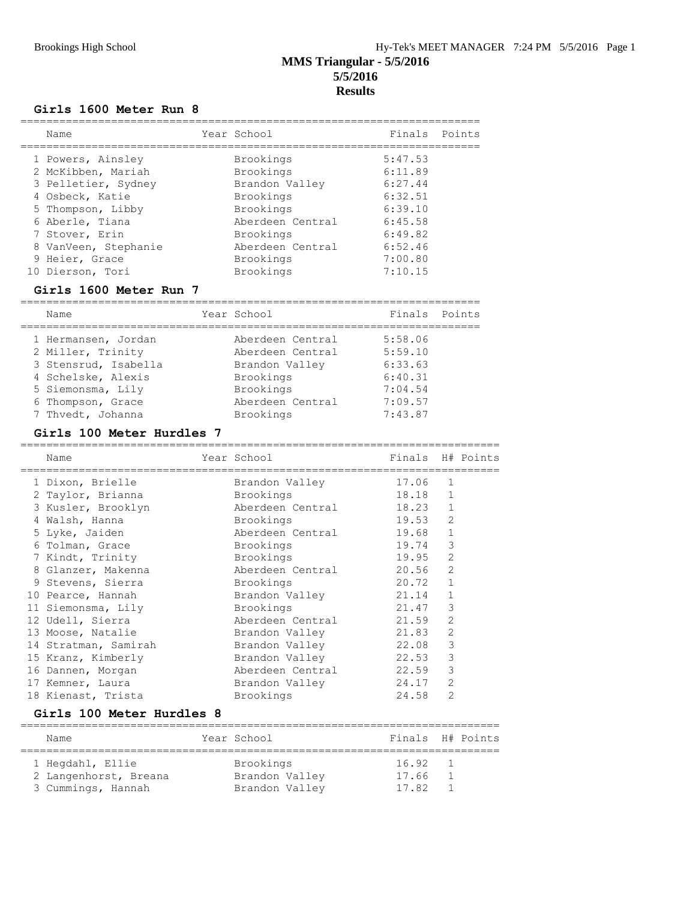# MMS Triangular - 5/5/2016
## 5/5/2016
## Results

### Girls 1600 Meter Run 8

| | Name | Year | School | Finals | Points |
|---|---|---|---|---|---|
| 1 | Powers, Ainsley | | Brookings | 5:47.53 | |
| 2 | McKibben, Mariah | | Brookings | 6:11.89 | |
| 3 | Pelletier, Sydney | | Brandon Valley | 6:27.44 | |
| 4 | Osbeck, Katie | | Brookings | 6:32.51 | |
| 5 | Thompson, Libby | | Brookings | 6:39.10 | |
| 6 | Aberle, Tiana | | Aberdeen Central | 6:45.58 | |
| 7 | Stover, Erin | | Brookings | 6:49.82 | |
| 8 | VanVeen, Stephanie | | Aberdeen Central | 6:52.46 | |
| 9 | Heier, Grace | | Brookings | 7:00.80 | |
| 10 | Dierson, Tori | | Brookings | 7:10.15 | |

### Girls 1600 Meter Run 7

| | Name | Year | School | Finals | Points |
|---|---|---|---|---|---|
| 1 | Hermansen, Jordan | | Aberdeen Central | 5:58.06 | |
| 2 | Miller, Trinity | | Aberdeen Central | 5:59.10 | |
| 3 | Stensrud, Isabella | | Brandon Valley | 6:33.63 | |
| 4 | Schelske, Alexis | | Brookings | 6:40.31 | |
| 5 | Siemonsma, Lily | | Brookings | 7:04.54 | |
| 6 | Thompson, Grace | | Aberdeen Central | 7:09.57 | |
| 7 | Thvedt, Johanna | | Brookings | 7:43.87 | |

### Girls 100 Meter Hurdles 7

| | Name | Year | School | Finals | H# | Points |
|---|---|---|---|---|---|---|
| 1 | Dixon, Brielle | | Brandon Valley | 17.06 | 1 | |
| 2 | Taylor, Brianna | | Brookings | 18.18 | 1 | |
| 3 | Kusler, Brooklyn | | Aberdeen Central | 18.23 | 1 | |
| 4 | Walsh, Hanna | | Brookings | 19.53 | 2 | |
| 5 | Lyke, Jaiden | | Aberdeen Central | 19.68 | 1 | |
| 6 | Tolman, Grace | | Brookings | 19.74 | 3 | |
| 7 | Kindt, Trinity | | Brookings | 19.95 | 2 | |
| 8 | Glanzer, Makenna | | Aberdeen Central | 20.56 | 2 | |
| 9 | Stevens, Sierra | | Brookings | 20.72 | 1 | |
| 10 | Pearce, Hannah | | Brandon Valley | 21.14 | 1 | |
| 11 | Siemonsma, Lily | | Brookings | 21.47 | 3 | |
| 12 | Udell, Sierra | | Aberdeen Central | 21.59 | 2 | |
| 13 | Moose, Natalie | | Brandon Valley | 21.83 | 2 | |
| 14 | Stratman, Samirah | | Brandon Valley | 22.08 | 3 | |
| 15 | Kranz, Kimberly | | Brandon Valley | 22.53 | 3 | |
| 16 | Dannen, Morgan | | Aberdeen Central | 22.59 | 3 | |
| 17 | Kemner, Laura | | Brandon Valley | 24.17 | 2 | |
| 18 | Kienast, Trista | | Brookings | 24.58 | 2 | |

### Girls 100 Meter Hurdles 8

| | Name | Year | School | Finals | H# | Points |
|---|---|---|---|---|---|---|
| 1 | Hegdahl, Ellie | | Brookings | 16.92 | 1 | |
| 2 | Langenhorst, Breana | | Brandon Valley | 17.66 | 1 | |
| 3 | Cummings, Hannah | | Brandon Valley | 17.82 | 1 | |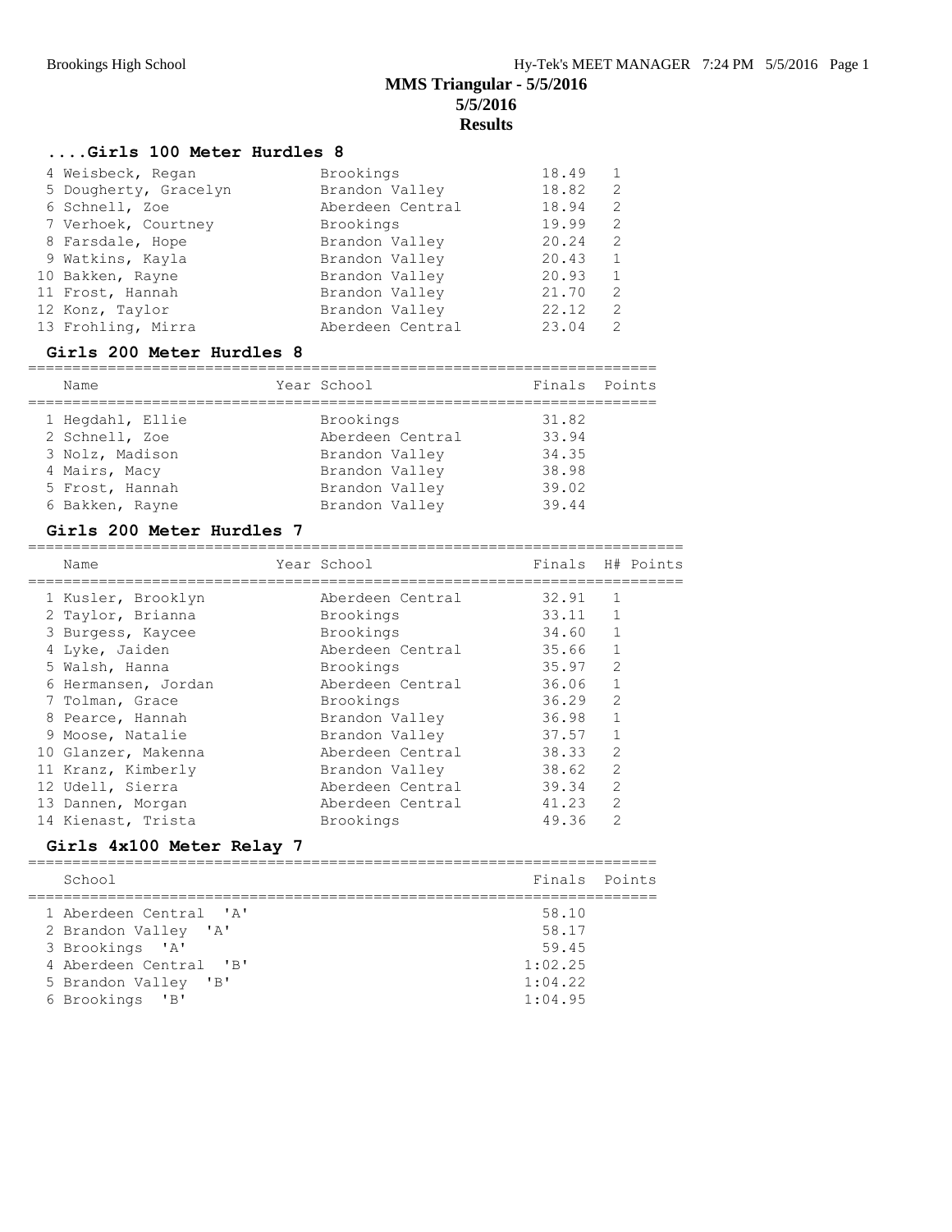# MMS Triangular - 5/5/2016

**5/5/2016**

**Results**

### ....Girls 100 Meter Hurdles 8

| | Name | Year | School | Finals | H# | Points |
|---|---|---|---|---|---|---|
| 4 | Weisbeck, Regan | | Brookings | 18.49 | 1 | |
| 5 | Dougherty, Gracelyn | | Brandon Valley | 18.82 | 2 | |
| 6 | Schnell, Zoe | | Aberdeen Central | 18.94 | 2 | |
| 7 | Verhoek, Courtney | | Brookings | 19.99 | 2 | |
| 8 | Farsdale, Hope | | Brandon Valley | 20.24 | 2 | |
| 9 | Watkins, Kayla | | Brandon Valley | 20.43 | 1 | |
| 10 | Bakken, Rayne | | Brandon Valley | 20.93 | 1 | |
| 11 | Frost, Hannah | | Brandon Valley | 21.70 | 2 | |
| 12 | Konz, Taylor | | Brandon Valley | 22.12 | 2 | |
| 13 | Frohling, Mirra | | Aberdeen Central | 23.04 | 2 | |

### Girls 200 Meter Hurdles 8

| | Name | Year | School | Finals | Points |
|---|---|---|---|---|---|
| 1 | Hegdahl, Ellie | | Brookings | 31.82 | |
| 2 | Schnell, Zoe | | Aberdeen Central | 33.94 | |
| 3 | Nolz, Madison | | Brandon Valley | 34.35 | |
| 4 | Mairs, Macy | | Brandon Valley | 38.98 | |
| 5 | Frost, Hannah | | Brandon Valley | 39.02 | |
| 6 | Bakken, Rayne | | Brandon Valley | 39.44 | |

### Girls 200 Meter Hurdles 7

| | Name | Year | School | Finals | H# | Points |
|---|---|---|---|---|---|---|
| 1 | Kusler, Brooklyn | | Aberdeen Central | 32.91 | 1 | |
| 2 | Taylor, Brianna | | Brookings | 33.11 | 1 | |
| 3 | Burgess, Kaycee | | Brookings | 34.60 | 1 | |
| 4 | Lyke, Jaiden | | Aberdeen Central | 35.66 | 1 | |
| 5 | Walsh, Hanna | | Brookings | 35.97 | 2 | |
| 6 | Hermansen, Jordan | | Aberdeen Central | 36.06 | 1 | |
| 7 | Tolman, Grace | | Brookings | 36.29 | 2 | |
| 8 | Pearce, Hannah | | Brandon Valley | 36.98 | 1 | |
| 9 | Moose, Natalie | | Brandon Valley | 37.57 | 1 | |
| 10 | Glanzer, Makenna | | Aberdeen Central | 38.33 | 2 | |
| 11 | Kranz, Kimberly | | Brandon Valley | 38.62 | 2 | |
| 12 | Udell, Sierra | | Aberdeen Central | 39.34 | 2 | |
| 13 | Dannen, Morgan | | Aberdeen Central | 41.23 | 2 | |
| 14 | Kienast, Trista | | Brookings | 49.36 | 2 | |

### Girls 4x100 Meter Relay 7

| | School | Finals | Points |
|---|---|---|---|
| 1 | Aberdeen Central 'A' | 58.10 | |
| 2 | Brandon Valley 'A' | 58.17 | |
| 3 | Brookings 'A' | 59.45 | |
| 4 | Aberdeen Central 'B' | 1:02.25 | |
| 5 | Brandon Valley 'B' | 1:04.22 | |
| 6 | Brookings 'B' | 1:04.95 | |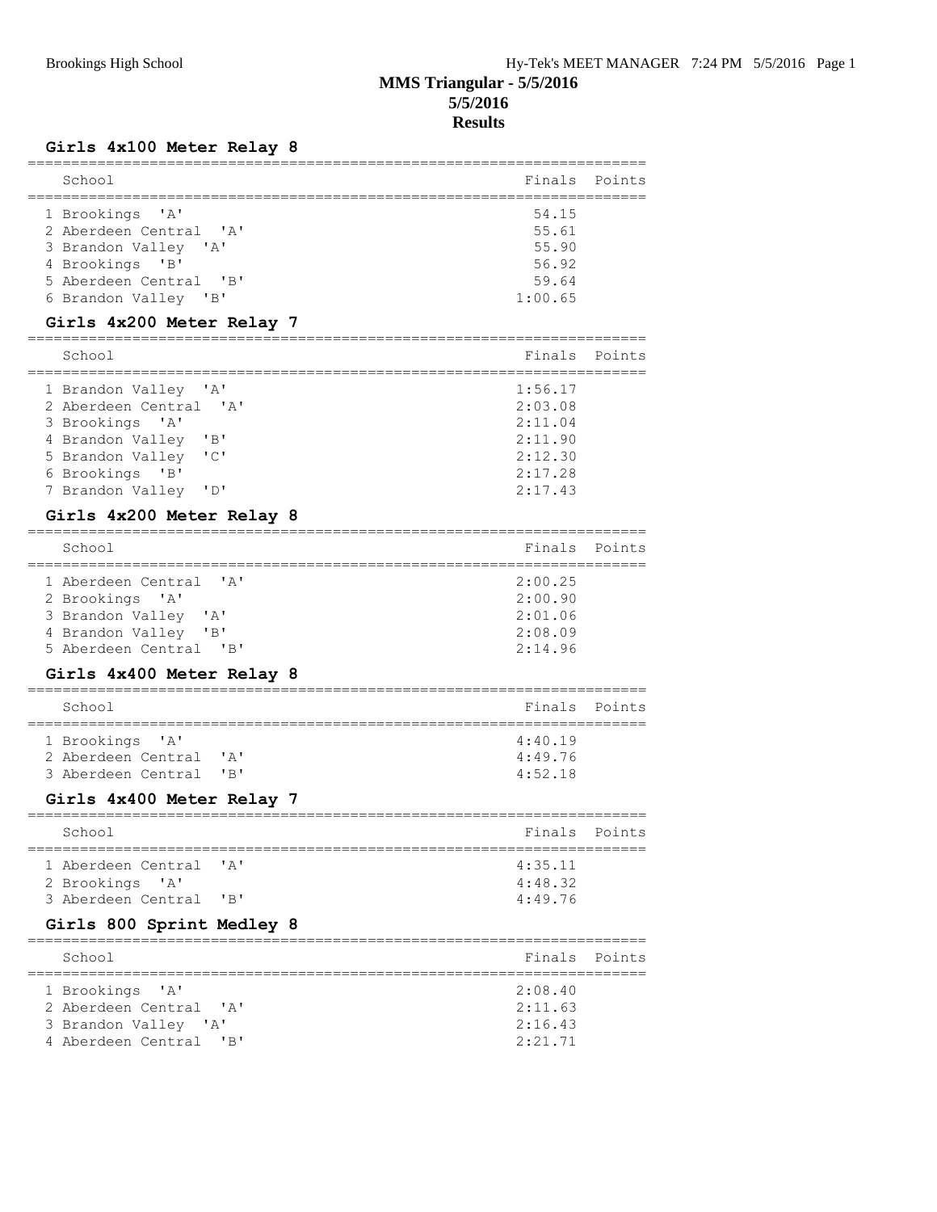# MMS Triangular - 5/5/2016
## 5/5/2016
## Results

### Girls 4x100 Meter Relay 8

| | School | Finals | Points |
|---|---|---|---|
| 1 | Brookings 'A' | 54.15 | |
| 2 | Aberdeen Central 'A' | 55.61 | |
| 3 | Brandon Valley 'A' | 55.90 | |
| 4 | Brookings 'B' | 56.92 | |
| 5 | Aberdeen Central 'B' | 59.64 | |
| 6 | Brandon Valley 'B' | 1:00.65 | |

### Girls 4x200 Meter Relay 7

| | School | Finals | Points |
|---|---|---|---|
| 1 | Brandon Valley 'A' | 1:56.17 | |
| 2 | Aberdeen Central 'A' | 2:03.08 | |
| 3 | Brookings 'A' | 2:11.04 | |
| 4 | Brandon Valley 'B' | 2:11.90 | |
| 5 | Brandon Valley 'C' | 2:12.30 | |
| 6 | Brookings 'B' | 2:17.28 | |
| 7 | Brandon Valley 'D' | 2:17.43 | |

### Girls 4x200 Meter Relay 8

| | School | Finals | Points |
|---|---|---|---|
| 1 | Aberdeen Central 'A' | 2:00.25 | |
| 2 | Brookings 'A' | 2:00.90 | |
| 3 | Brandon Valley 'A' | 2:01.06 | |
| 4 | Brandon Valley 'B' | 2:08.09 | |
| 5 | Aberdeen Central 'B' | 2:14.96 | |

### Girls 4x400 Meter Relay 8

| | School | Finals | Points |
|---|---|---|---|
| 1 | Brookings 'A' | 4:40.19 | |
| 2 | Aberdeen Central 'A' | 4:49.76 | |
| 3 | Aberdeen Central 'B' | 4:52.18 | |

### Girls 4x400 Meter Relay 7

| | School | Finals | Points |
|---|---|---|---|
| 1 | Aberdeen Central 'A' | 4:35.11 | |
| 2 | Brookings 'A' | 4:48.32 | |
| 3 | Aberdeen Central 'B' | 4:49.76 | |

### Girls 800 Sprint Medley 8

| | School | Finals | Points |
|---|---|---|---|
| 1 | Brookings 'A' | 2:08.40 | |
| 2 | Aberdeen Central 'A' | 2:11.63 | |
| 3 | Brandon Valley 'A' | 2:16.43 | |
| 4 | Aberdeen Central 'B' | 2:21.71 | |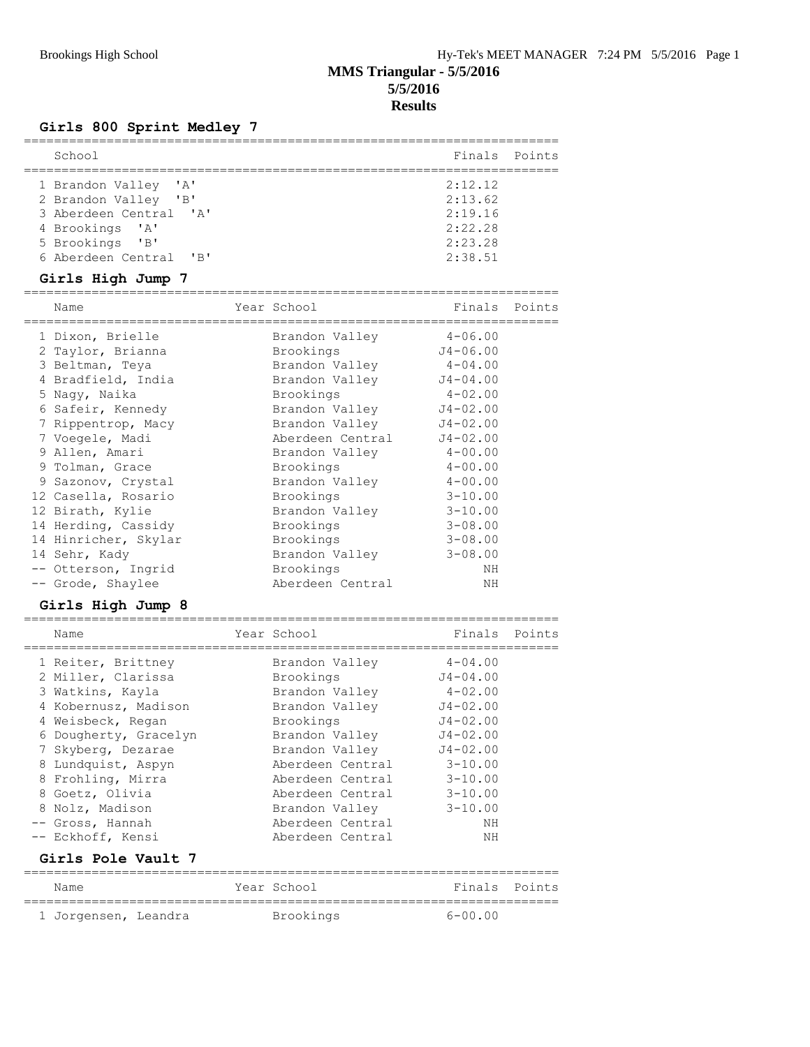# MMS Triangular - 5/5/2016
**5/5/2016**
**Results**

### Girls 800 Sprint Medley 7

| | School | Finals | Points |
|---|---|---|---|
| 1 | Brandon Valley 'A' | 2:12.12 | |
| 2 | Brandon Valley 'B' | 2:13.62 | |
| 3 | Aberdeen Central 'A' | 2:19.16 | |
| 4 | Brookings 'A' | 2:22.28 | |
| 5 | Brookings 'B' | 2:23.28 | |
| 6 | Aberdeen Central 'B' | 2:38.51 | |

### Girls High Jump 7

| | Name | Year | School | Finals | Points |
|---|---|---|---|---|---|
| 1 | Dixon, Brielle | | Brandon Valley | 4-06.00 | |
| 2 | Taylor, Brianna | | Brookings | J4-06.00 | |
| 3 | Beltman, Teya | | Brandon Valley | 4-04.00 | |
| 4 | Bradfield, India | | Brandon Valley | J4-04.00 | |
| 5 | Nagy, Naika | | Brookings | 4-02.00 | |
| 6 | Safeir, Kennedy | | Brandon Valley | J4-02.00 | |
| 7 | Rippentrop, Macy | | Brandon Valley | J4-02.00 | |
| 7 | Voegele, Madi | | Aberdeen Central | J4-02.00 | |
| 9 | Allen, Amari | | Brandon Valley | 4-00.00 | |
| 9 | Tolman, Grace | | Brookings | 4-00.00 | |
| 9 | Sazonov, Crystal | | Brandon Valley | 4-00.00 | |
| 12 | Casella, Rosario | | Brookings | 3-10.00 | |
| 12 | Birath, Kylie | | Brandon Valley | 3-10.00 | |
| 14 | Herding, Cassidy | | Brookings | 3-08.00 | |
| 14 | Hinricher, Skylar | | Brookings | 3-08.00 | |
| 14 | Sehr, Kady | | Brandon Valley | 3-08.00 | |
| -- | Otterson, Ingrid | | Brookings | NH | |
| -- | Grode, Shaylee | | Aberdeen Central | NH | |

### Girls High Jump 8

| | Name | Year | School | Finals | Points |
|---|---|---|---|---|---|
| 1 | Reiter, Brittney | | Brandon Valley | 4-04.00 | |
| 2 | Miller, Clarissa | | Brookings | J4-04.00 | |
| 3 | Watkins, Kayla | | Brandon Valley | 4-02.00 | |
| 4 | Kobernusz, Madison | | Brandon Valley | J4-02.00 | |
| 4 | Weisbeck, Regan | | Brookings | J4-02.00 | |
| 6 | Dougherty, Gracelyn | | Brandon Valley | J4-02.00 | |
| 7 | Skyberg, Dezarae | | Brandon Valley | J4-02.00 | |
| 8 | Lundquist, Aspyn | | Aberdeen Central | 3-10.00 | |
| 8 | Frohling, Mirra | | Aberdeen Central | 3-10.00 | |
| 8 | Goetz, Olivia | | Aberdeen Central | 3-10.00 | |
| 8 | Nolz, Madison | | Brandon Valley | 3-10.00 | |
| -- | Gross, Hannah | | Aberdeen Central | NH | |
| -- | Eckhoff, Kensi | | Aberdeen Central | NH | |

### Girls Pole Vault 7

| | Name | Year | School | Finals | Points |
|---|---|---|---|---|---|
| 1 | Jorgensen, Leandra | | Brookings | 6-00.00 | |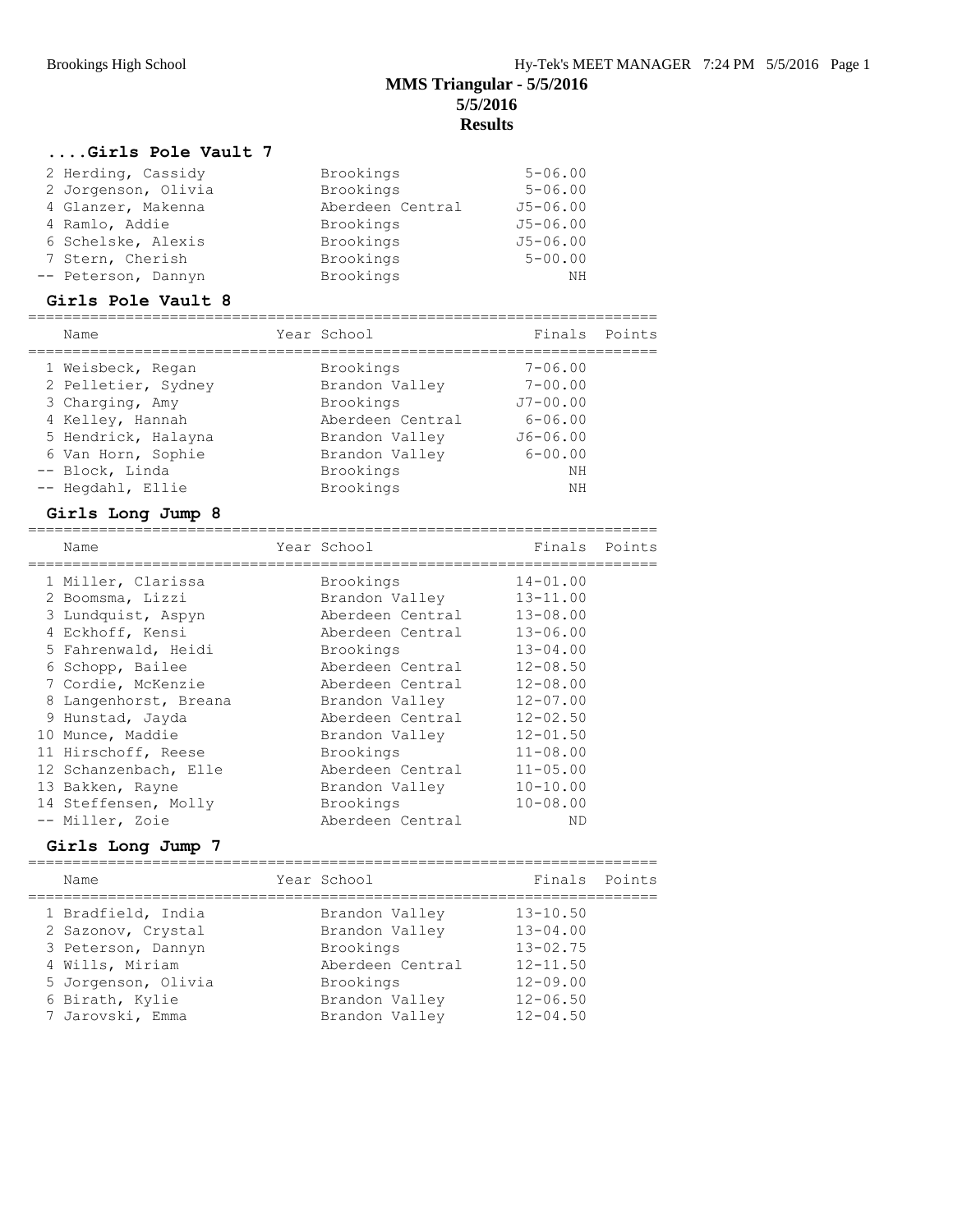# MMS Triangular - 5/5/2016
## 5/5/2016
## Results

### ....Girls Pole Vault 7

| Place | Name | School | Finals |
|---|---|---|---|
| 2 | Herding, Cassidy | Brookings | 5-06.00 |
| 2 | Jorgenson, Olivia | Brookings | 5-06.00 |
| 4 | Glanzer, Makenna | Aberdeen Central | J5-06.00 |
| 4 | Ramlo, Addie | Brookings | J5-06.00 |
| 6 | Schelske, Alexis | Brookings | J5-06.00 |
| 7 | Stern, Cherish | Brookings | 5-00.00 |
| -- | Peterson, Dannyn | Brookings | NH |

### Girls Pole Vault 8

| Place | Name | Year | School | Finals | Points |
|---|---|---|---|---|---|
| 1 | Weisbeck, Regan | | Brookings | 7-06.00 | |
| 2 | Pelletier, Sydney | | Brandon Valley | 7-00.00 | |
| 3 | Charging, Amy | | Brookings | J7-00.00 | |
| 4 | Kelley, Hannah | | Aberdeen Central | 6-06.00 | |
| 5 | Hendrick, Halayna | | Brandon Valley | J6-06.00 | |
| 6 | Van Horn, Sophie | | Brandon Valley | 6-00.00 | |
| -- | Block, Linda | | Brookings | NH | |
| -- | Hegdahl, Ellie | | Brookings | NH | |

### Girls Long Jump 8

| Place | Name | Year | School | Finals | Points |
|---|---|---|---|---|---|
| 1 | Miller, Clarissa | | Brookings | 14-01.00 | |
| 2 | Boomsma, Lizzi | | Brandon Valley | 13-11.00 | |
| 3 | Lundquist, Aspyn | | Aberdeen Central | 13-08.00 | |
| 4 | Eckhoff, Kensi | | Aberdeen Central | 13-06.00 | |
| 5 | Fahrenwald, Heidi | | Brookings | 13-04.00 | |
| 6 | Schopp, Bailee | | Aberdeen Central | 12-08.50 | |
| 7 | Cordie, McKenzie | | Aberdeen Central | 12-08.00 | |
| 8 | Langenhorst, Breana | | Brandon Valley | 12-07.00 | |
| 9 | Hunstad, Jayda | | Aberdeen Central | 12-02.50 | |
| 10 | Munce, Maddie | | Brandon Valley | 12-01.50 | |
| 11 | Hirschoff, Reese | | Brookings | 11-08.00 | |
| 12 | Schanzenbach, Elle | | Aberdeen Central | 11-05.00 | |
| 13 | Bakken, Rayne | | Brandon Valley | 10-10.00 | |
| 14 | Steffensen, Molly | | Brookings | 10-08.00 | |
| -- | Miller, Zoie | | Aberdeen Central | ND | |

### Girls Long Jump 7

| Place | Name | Year | School | Finals | Points |
|---|---|---|---|---|---|
| 1 | Bradfield, India | | Brandon Valley | 13-10.50 | |
| 2 | Sazonov, Crystal | | Brandon Valley | 13-04.00 | |
| 3 | Peterson, Dannyn | | Brookings | 13-02.75 | |
| 4 | Wills, Miriam | | Aberdeen Central | 12-11.50 | |
| 5 | Jorgenson, Olivia | | Brookings | 12-09.00 | |
| 6 | Birath, Kylie | | Brandon Valley | 12-06.50 | |
| 7 | Jarovski, Emma | | Brandon Valley | 12-04.50 | |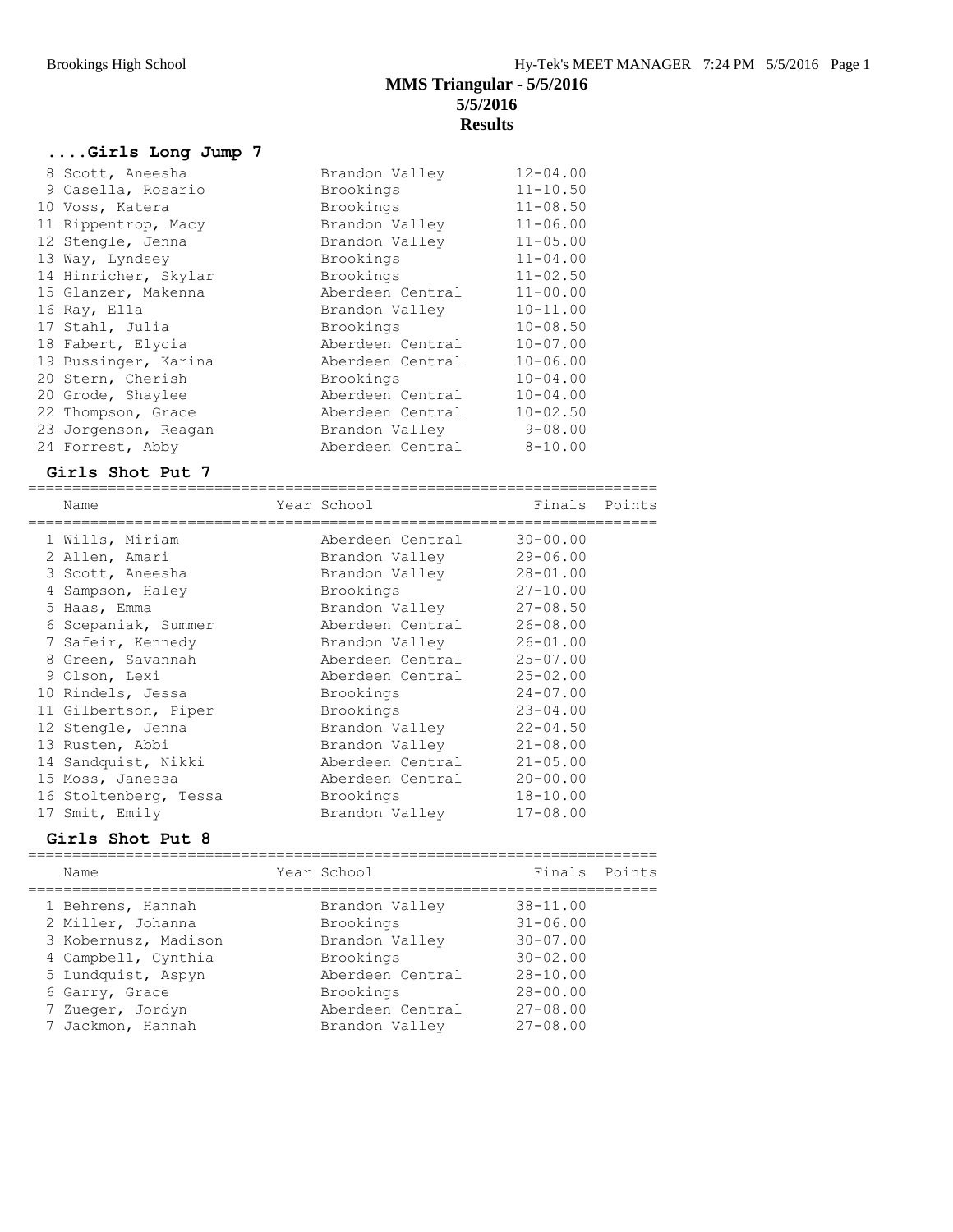# MMS Triangular - 5/5/2016

**5/5/2016**

**Results**

### ....Girls Long Jump 7

| Place | Name | Year | School | Finals |
|---|---|---|---|---|
| 8 | Scott, Aneesha | | Brandon Valley | 12-04.00 |
| 9 | Casella, Rosario | | Brookings | 11-10.50 |
| 10 | Voss, Katera | | Brookings | 11-08.50 |
| 11 | Rippentrop, Macy | | Brandon Valley | 11-06.00 |
| 12 | Stengle, Jenna | | Brandon Valley | 11-05.00 |
| 13 | Way, Lyndsey | | Brookings | 11-04.00 |
| 14 | Hinricher, Skylar | | Brookings | 11-02.50 |
| 15 | Glanzer, Makenna | | Aberdeen Central | 11-00.00 |
| 16 | Ray, Ella | | Brandon Valley | 10-11.00 |
| 17 | Stahl, Julia | | Brookings | 10-08.50 |
| 18 | Fabert, Elycia | | Aberdeen Central | 10-07.00 |
| 19 | Bussinger, Karina | | Aberdeen Central | 10-06.00 |
| 20 | Stern, Cherish | | Brookings | 10-04.00 |
| 20 | Grode, Shaylee | | Aberdeen Central | 10-04.00 |
| 22 | Thompson, Grace | | Aberdeen Central | 10-02.50 |
| 23 | Jorgenson, Reagan | | Brandon Valley | 9-08.00 |
| 24 | Forrest, Abby | | Aberdeen Central | 8-10.00 |

### Girls Shot Put 7

| Place | Name | Year | School | Finals | Points |
|---|---|---|---|---|---|
| 1 | Wills, Miriam | | Aberdeen Central | 30-00.00 | |
| 2 | Allen, Amari | | Brandon Valley | 29-06.00 | |
| 3 | Scott, Aneesha | | Brandon Valley | 28-01.00 | |
| 4 | Sampson, Haley | | Brookings | 27-10.00 | |
| 5 | Haas, Emma | | Brandon Valley | 27-08.50 | |
| 6 | Scepaniak, Summer | | Aberdeen Central | 26-08.00 | |
| 7 | Safeir, Kennedy | | Brandon Valley | 26-01.00 | |
| 8 | Green, Savannah | | Aberdeen Central | 25-07.00 | |
| 9 | Olson, Lexi | | Aberdeen Central | 25-02.00 | |
| 10 | Rindels, Jessa | | Brookings | 24-07.00 | |
| 11 | Gilbertson, Piper | | Brookings | 23-04.00 | |
| 12 | Stengle, Jenna | | Brandon Valley | 22-04.50 | |
| 13 | Rusten, Abbi | | Brandon Valley | 21-08.00 | |
| 14 | Sandquist, Nikki | | Aberdeen Central | 21-05.00 | |
| 15 | Moss, Janessa | | Aberdeen Central | 20-00.00 | |
| 16 | Stoltenberg, Tessa | | Brookings | 18-10.00 | |
| 17 | Smit, Emily | | Brandon Valley | 17-08.00 | |

### Girls Shot Put 8

| Place | Name | Year | School | Finals | Points |
|---|---|---|---|---|---|
| 1 | Behrens, Hannah | | Brandon Valley | 38-11.00 | |
| 2 | Miller, Johanna | | Brookings | 31-06.00 | |
| 3 | Kobernusz, Madison | | Brandon Valley | 30-07.00 | |
| 4 | Campbell, Cynthia | | Brookings | 30-02.00 | |
| 5 | Lundquist, Aspyn | | Aberdeen Central | 28-10.00 | |
| 6 | Garry, Grace | | Brookings | 28-00.00 | |
| 7 | Zueger, Jordyn | | Aberdeen Central | 27-08.00 | |
| 7 | Jackmon, Hannah | | Brandon Valley | 27-08.00 | |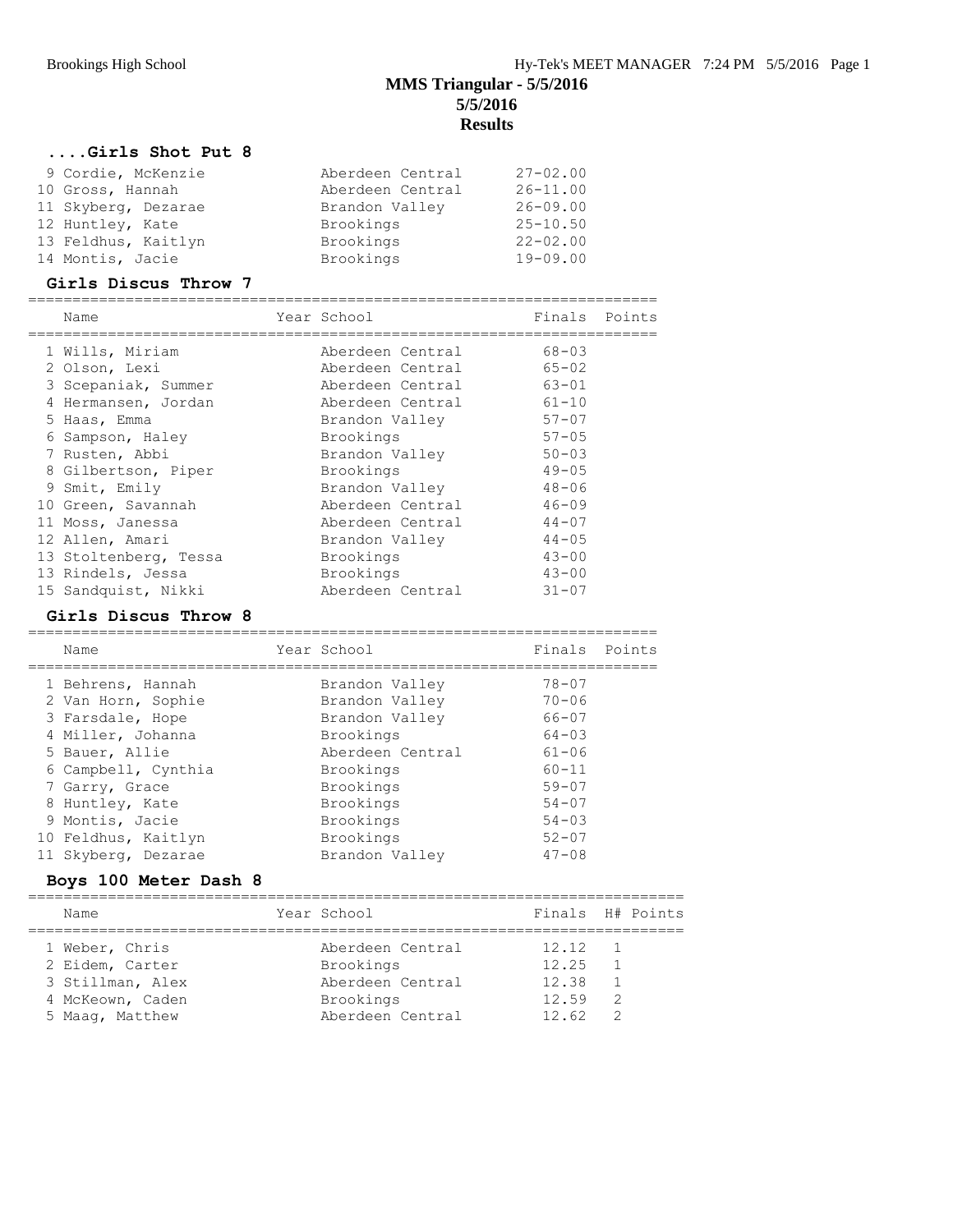## MMS Triangular - 5/5/2016
### 5/5/2016
### Results

#### ....Girls Shot Put 8

| Name | School | Finals |
|---|---|---|
| 9 Cordie, McKenzie | Aberdeen Central | 27-02.00 |
| 10 Gross, Hannah | Aberdeen Central | 26-11.00 |
| 11 Skyberg, Dezarae | Brandon Valley | 26-09.00 |
| 12 Huntley, Kate | Brookings | 25-10.50 |
| 13 Feldhus, Kaitlyn | Brookings | 22-02.00 |
| 14 Montis, Jacie | Brookings | 19-09.00 |

#### Girls Discus Throw 7

| Name | Year School | Finals | Points |
|---|---|---|---|
| 1 Wills, Miriam | Aberdeen Central | 68-03 | |
| 2 Olson, Lexi | Aberdeen Central | 65-02 | |
| 3 Scepaniak, Summer | Aberdeen Central | 63-01 | |
| 4 Hermansen, Jordan | Aberdeen Central | 61-10 | |
| 5 Haas, Emma | Brandon Valley | 57-07 | |
| 6 Sampson, Haley | Brookings | 57-05 | |
| 7 Rusten, Abbi | Brandon Valley | 50-03 | |
| 8 Gilbertson, Piper | Brookings | 49-05 | |
| 9 Smit, Emily | Brandon Valley | 48-06 | |
| 10 Green, Savannah | Aberdeen Central | 46-09 | |
| 11 Moss, Janessa | Aberdeen Central | 44-07 | |
| 12 Allen, Amari | Brandon Valley | 44-05 | |
| 13 Stoltenberg, Tessa | Brookings | 43-00 | |
| 13 Rindels, Jessa | Brookings | 43-00 | |
| 15 Sandquist, Nikki | Aberdeen Central | 31-07 | |

#### Girls Discus Throw 8

| Name | Year School | Finals | Points |
|---|---|---|---|
| 1 Behrens, Hannah | Brandon Valley | 78-07 | |
| 2 Van Horn, Sophie | Brandon Valley | 70-06 | |
| 3 Farsdale, Hope | Brandon Valley | 66-07 | |
| 4 Miller, Johanna | Brookings | 64-03 | |
| 5 Bauer, Allie | Aberdeen Central | 61-06 | |
| 6 Campbell, Cynthia | Brookings | 60-11 | |
| 7 Garry, Grace | Brookings | 59-07 | |
| 8 Huntley, Kate | Brookings | 54-07 | |
| 9 Montis, Jacie | Brookings | 54-03 | |
| 10 Feldhus, Kaitlyn | Brookings | 52-07 | |
| 11 Skyberg, Dezarae | Brandon Valley | 47-08 | |

#### Boys 100 Meter Dash 8

| Name | Year School | Finals | H# | Points |
|---|---|---|---|---|
| 1 Weber, Chris | Aberdeen Central | 12.12 | 1 | |
| 2 Eidem, Carter | Brookings | 12.25 | 1 | |
| 3 Stillman, Alex | Aberdeen Central | 12.38 | 1 | |
| 4 McKeown, Caden | Brookings | 12.59 | 2 | |
| 5 Maag, Matthew | Aberdeen Central | 12.62 | 2 | |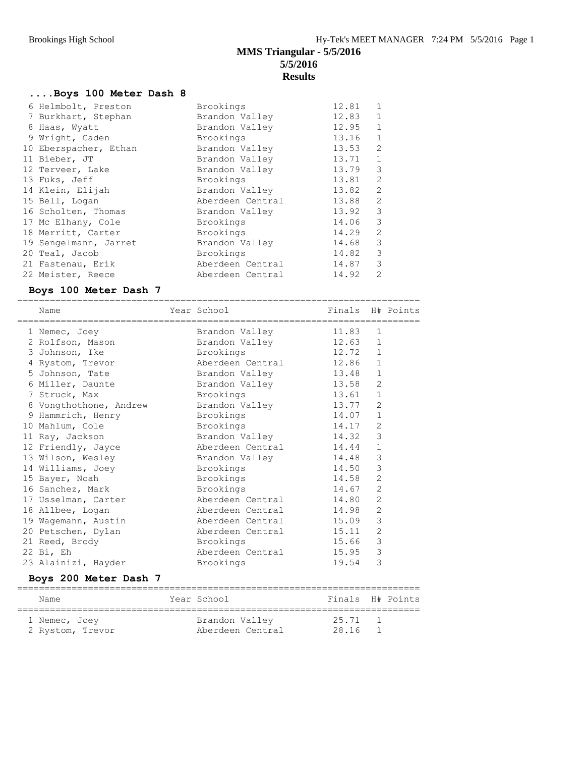# MMS Triangular - 5/5/2016

**5/5/2016**

**Results**

## ....Boys 100 Meter Dash 8

| Place | Name | Year | School | Finals | H# | Points |
|---|---|---|---|---|---|---|
| 6 | Helmbolt, Preston | | Brookings | 12.81 | 1 | |
| 7 | Burkhart, Stephan | | Brandon Valley | 12.83 | 1 | |
| 8 | Haas, Wyatt | | Brandon Valley | 12.95 | 1 | |
| 9 | Wright, Caden | | Brookings | 13.16 | 1 | |
| 10 | Eberspacher, Ethan | | Brandon Valley | 13.53 | 2 | |
| 11 | Bieber, JT | | Brandon Valley | 13.71 | 1 | |
| 12 | Terveer, Lake | | Brandon Valley | 13.79 | 3 | |
| 13 | Fuks, Jeff | | Brookings | 13.81 | 2 | |
| 14 | Klein, Elijah | | Brandon Valley | 13.82 | 2 | |
| 15 | Bell, Logan | | Aberdeen Central | 13.88 | 2 | |
| 16 | Scholten, Thomas | | Brandon Valley | 13.92 | 3 | |
| 17 | Mc Elhany, Cole | | Brookings | 14.06 | 3 | |
| 18 | Merritt, Carter | | Brookings | 14.29 | 2 | |
| 19 | Sengelmann, Jarret | | Brandon Valley | 14.68 | 3 | |
| 20 | Teal, Jacob | | Brookings | 14.82 | 3 | |
| 21 | Fastenau, Erik | | Aberdeen Central | 14.87 | 3 | |
| 22 | Meister, Reece | | Aberdeen Central | 14.92 | 2 | |

## Boys 100 Meter Dash 7

| Place | Name | Year | School | Finals | H# | Points |
|---|---|---|---|---|---|---|
| 1 | Nemec, Joey | | Brandon Valley | 11.83 | 1 | |
| 2 | Rolfson, Mason | | Brandon Valley | 12.63 | 1 | |
| 3 | Johnson, Ike | | Brookings | 12.72 | 1 | |
| 4 | Rystom, Trevor | | Aberdeen Central | 12.86 | 1 | |
| 5 | Johnson, Tate | | Brandon Valley | 13.48 | 1 | |
| 6 | Miller, Daunte | | Brandon Valley | 13.58 | 2 | |
| 7 | Struck, Max | | Brookings | 13.61 | 1 | |
| 8 | Vongthothone, Andrew | | Brandon Valley | 13.77 | 2 | |
| 9 | Hammrich, Henry | | Brookings | 14.07 | 1 | |
| 10 | Mahlum, Cole | | Brookings | 14.17 | 2 | |
| 11 | Ray, Jackson | | Brandon Valley | 14.32 | 3 | |
| 12 | Friendly, Jayce | | Aberdeen Central | 14.44 | 1 | |
| 13 | Wilson, Wesley | | Brandon Valley | 14.48 | 3 | |
| 14 | Williams, Joey | | Brookings | 14.50 | 3 | |
| 15 | Bayer, Noah | | Brookings | 14.58 | 2 | |
| 16 | Sanchez, Mark | | Brookings | 14.67 | 2 | |
| 17 | Usselman, Carter | | Aberdeen Central | 14.80 | 2 | |
| 18 | Allbee, Logan | | Aberdeen Central | 14.98 | 2 | |
| 19 | Wagemann, Austin | | Aberdeen Central | 15.09 | 3 | |
| 20 | Petschen, Dylan | | Aberdeen Central | 15.11 | 2 | |
| 21 | Reed, Brody | | Brookings | 15.66 | 3 | |
| 22 | Bi, Eh | | Aberdeen Central | 15.95 | 3 | |
| 23 | Alainizi, Hayder | | Brookings | 19.54 | 3 | |

## Boys 200 Meter Dash 7

| Place | Name | Year | School | Finals | H# | Points |
|---|---|---|---|---|---|---|
| 1 | Nemec, Joey | | Brandon Valley | 25.71 | 1 | |
| 2 | Rystom, Trevor | | Aberdeen Central | 28.16 | 1 | |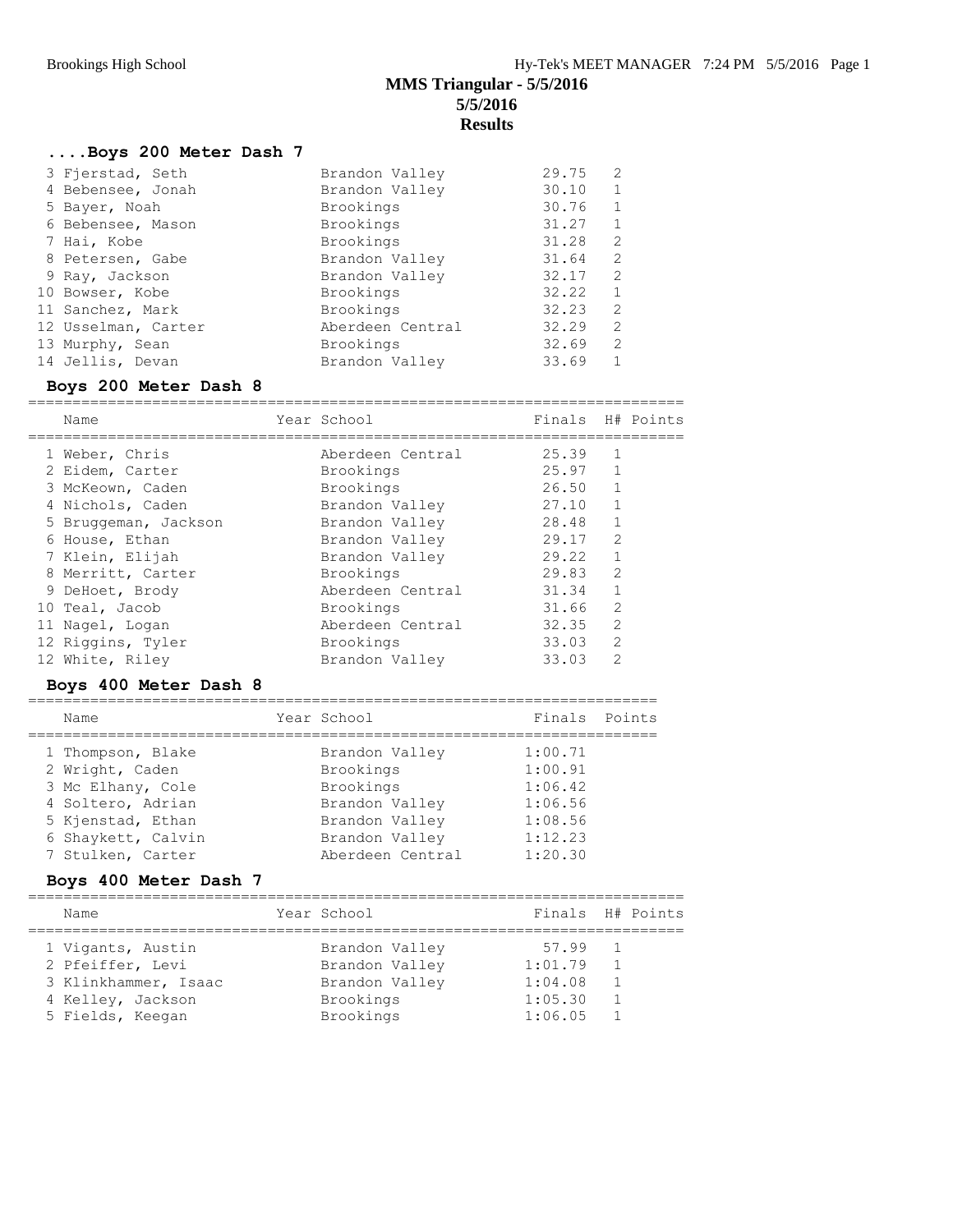# MMS Triangular - 5/5/2016

## 5/5/2016

## Results

### ....Boys 200 Meter Dash 7

| | Name | Year | School | Finals | H# | Points |
|---|---|---|---|---|---|---|
| 3 | Fjerstad, Seth | | Brandon Valley | 29.75 | 2 | |
| 4 | Bebensee, Jonah | | Brandon Valley | 30.10 | 1 | |
| 5 | Bayer, Noah | | Brookings | 30.76 | 1 | |
| 6 | Bebensee, Mason | | Brookings | 31.27 | 1 | |
| 7 | Hai, Kobe | | Brookings | 31.28 | 2 | |
| 8 | Petersen, Gabe | | Brandon Valley | 31.64 | 2 | |
| 9 | Ray, Jackson | | Brandon Valley | 32.17 | 2 | |
| 10 | Bowser, Kobe | | Brookings | 32.22 | 1 | |
| 11 | Sanchez, Mark | | Brookings | 32.23 | 2 | |
| 12 | Usselman, Carter | | Aberdeen Central | 32.29 | 2 | |
| 13 | Murphy, Sean | | Brookings | 32.69 | 2 | |
| 14 | Jellis, Devan | | Brandon Valley | 33.69 | 1 | |

### Boys 200 Meter Dash 8

| | Name | Year | School | Finals | H# | Points |
|---|---|---|---|---|---|---|
| 1 | Weber, Chris | | Aberdeen Central | 25.39 | 1 | |
| 2 | Eidem, Carter | | Brookings | 25.97 | 1 | |
| 3 | McKeown, Caden | | Brookings | 26.50 | 1 | |
| 4 | Nichols, Caden | | Brandon Valley | 27.10 | 1 | |
| 5 | Bruggeman, Jackson | | Brandon Valley | 28.48 | 1 | |
| 6 | House, Ethan | | Brandon Valley | 29.17 | 2 | |
| 7 | Klein, Elijah | | Brandon Valley | 29.22 | 1 | |
| 8 | Merritt, Carter | | Brookings | 29.83 | 2 | |
| 9 | DeHoet, Brody | | Aberdeen Central | 31.34 | 1 | |
| 10 | Teal, Jacob | | Brookings | 31.66 | 2 | |
| 11 | Nagel, Logan | | Aberdeen Central | 32.35 | 2 | |
| 12 | Riggins, Tyler | | Brookings | 33.03 | 2 | |
| 12 | White, Riley | | Brandon Valley | 33.03 | 2 | |

### Boys 400 Meter Dash 8

| | Name | Year | School | Finals | Points |
|---|---|---|---|---|---|
| 1 | Thompson, Blake | | Brandon Valley | 1:00.71 | |
| 2 | Wright, Caden | | Brookings | 1:00.91 | |
| 3 | Mc Elhany, Cole | | Brookings | 1:06.42 | |
| 4 | Soltero, Adrian | | Brandon Valley | 1:06.56 | |
| 5 | Kjenstad, Ethan | | Brandon Valley | 1:08.56 | |
| 6 | Shaykett, Calvin | | Brandon Valley | 1:12.23 | |
| 7 | Stulken, Carter | | Aberdeen Central | 1:20.30 | |

### Boys 400 Meter Dash 7

| | Name | Year | School | Finals | H# | Points |
|---|---|---|---|---|---|---|
| 1 | Vigants, Austin | | Brandon Valley | 57.99 | 1 | |
| 2 | Pfeiffer, Levi | | Brandon Valley | 1:01.79 | 1 | |
| 3 | Klinkhammer, Isaac | | Brandon Valley | 1:04.08 | 1 | |
| 4 | Kelley, Jackson | | Brookings | 1:05.30 | 1 | |
| 5 | Fields, Keegan | | Brookings | 1:06.05 | 1 | |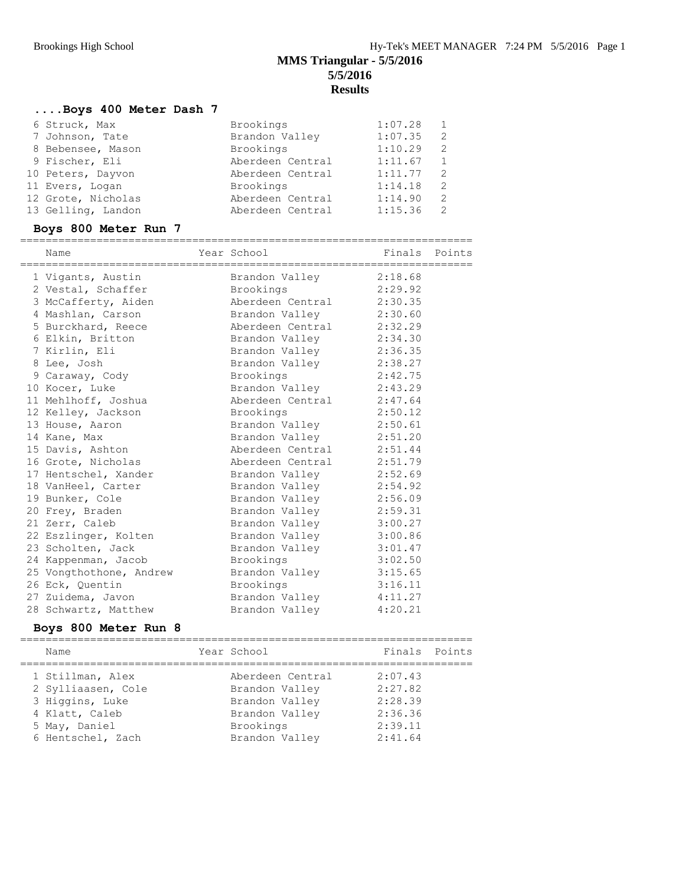# MMS Triangular - 5/5/2016
## 5/5/2016
## Results

### ....Boys 400 Meter Dash 7

| Name | School | Finals | Heat |
|---|---|---|---|
| 6 Struck, Max | Brookings | 1:07.28 | 1 |
| 7 Johnson, Tate | Brandon Valley | 1:07.35 | 2 |
| 8 Bebensee, Mason | Brookings | 1:10.29 | 2 |
| 9 Fischer, Eli | Aberdeen Central | 1:11.67 | 1 |
| 10 Peters, Dayvon | Aberdeen Central | 1:11.77 | 2 |
| 11 Evers, Logan | Brookings | 1:14.18 | 2 |
| 12 Grote, Nicholas | Aberdeen Central | 1:14.90 | 2 |
| 13 Gelling, Landon | Aberdeen Central | 1:15.36 | 2 |

### Boys 800 Meter Run 7

| Name | Year School | Finals | Points |
|---|---|---|---|
| 1 Vigants, Austin | Brandon Valley | 2:18.68 | |
| 2 Vestal, Schaffer | Brookings | 2:29.92 | |
| 3 McCafferty, Aiden | Aberdeen Central | 2:30.35 | |
| 4 Mashlan, Carson | Brandon Valley | 2:30.60 | |
| 5 Burckhard, Reece | Aberdeen Central | 2:32.29 | |
| 6 Elkin, Britton | Brandon Valley | 2:34.30 | |
| 7 Kirlin, Eli | Brandon Valley | 2:36.35 | |
| 8 Lee, Josh | Brandon Valley | 2:38.27 | |
| 9 Caraway, Cody | Brookings | 2:42.75 | |
| 10 Kocer, Luke | Brandon Valley | 2:43.29 | |
| 11 Mehlhoff, Joshua | Aberdeen Central | 2:47.64 | |
| 12 Kelley, Jackson | Brookings | 2:50.12 | |
| 13 House, Aaron | Brandon Valley | 2:50.61 | |
| 14 Kane, Max | Brandon Valley | 2:51.20 | |
| 15 Davis, Ashton | Aberdeen Central | 2:51.44 | |
| 16 Grote, Nicholas | Aberdeen Central | 2:51.79 | |
| 17 Hentschel, Xander | Brandon Valley | 2:52.69 | |
| 18 VanHeel, Carter | Brandon Valley | 2:54.92 | |
| 19 Bunker, Cole | Brandon Valley | 2:56.09 | |
| 20 Frey, Braden | Brandon Valley | 2:59.31 | |
| 21 Zerr, Caleb | Brandon Valley | 3:00.27 | |
| 22 Eszlinger, Kolten | Brandon Valley | 3:00.86 | |
| 23 Scholten, Jack | Brandon Valley | 3:01.47 | |
| 24 Kappenman, Jacob | Brookings | 3:02.50 | |
| 25 Vongthothone, Andrew | Brandon Valley | 3:15.65 | |
| 26 Eck, Quentin | Brookings | 3:16.11 | |
| 27 Zuidema, Javon | Brandon Valley | 4:11.27 | |
| 28 Schwartz, Matthew | Brandon Valley | 4:20.21 | |

### Boys 800 Meter Run 8

| Name | Year School | Finals | Points |
|---|---|---|---|
| 1 Stillman, Alex | Aberdeen Central | 2:07.43 | |
| 2 Sylliaasen, Cole | Brandon Valley | 2:27.82 | |
| 3 Higgins, Luke | Brandon Valley | 2:28.39 | |
| 4 Klatt, Caleb | Brandon Valley | 2:36.36 | |
| 5 May, Daniel | Brookings | 2:39.11 | |
| 6 Hentschel, Zach | Brandon Valley | 2:41.64 | |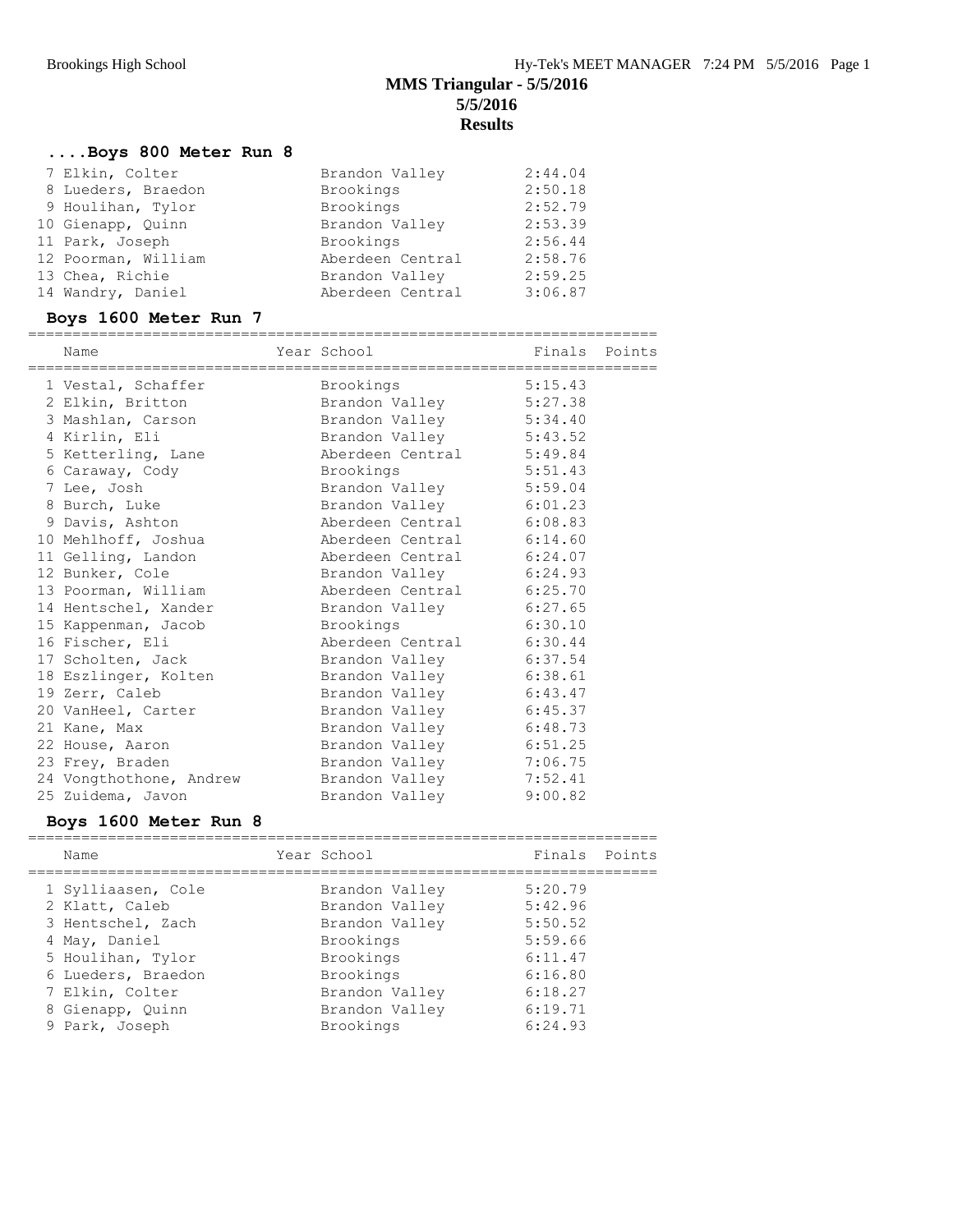# MMS Triangular - 5/5/2016

## 5/5/2016

## Results

### ....Boys 800 Meter Run 8

| Name | Year | School | Finals | Points |
|---|---|---|---|---|
| 7 Elkin, Colter | | Brandon Valley | 2:44.04 | |
| 8 Lueders, Braedon | | Brookings | 2:50.18 | |
| 9 Houlihan, Tylor | | Brookings | 2:52.79 | |
| 10 Gienapp, Quinn | | Brandon Valley | 2:53.39 | |
| 11 Park, Joseph | | Brookings | 2:56.44 | |
| 12 Poorman, William | | Aberdeen Central | 2:58.76 | |
| 13 Chea, Richie | | Brandon Valley | 2:59.25 | |
| 14 Wandry, Daniel | | Aberdeen Central | 3:06.87 | |

### Boys 1600 Meter Run 7

| Name | Year | School | Finals | Points |
|---|---|---|---|---|
| 1 Vestal, Schaffer | | Brookings | 5:15.43 | |
| 2 Elkin, Britton | | Brandon Valley | 5:27.38 | |
| 3 Mashlan, Carson | | Brandon Valley | 5:34.40 | |
| 4 Kirlin, Eli | | Brandon Valley | 5:43.52 | |
| 5 Ketterling, Lane | | Aberdeen Central | 5:49.84 | |
| 6 Caraway, Cody | | Brookings | 5:51.43 | |
| 7 Lee, Josh | | Brandon Valley | 5:59.04 | |
| 8 Burch, Luke | | Brandon Valley | 6:01.23 | |
| 9 Davis, Ashton | | Aberdeen Central | 6:08.83 | |
| 10 Mehlhoff, Joshua | | Aberdeen Central | 6:14.60 | |
| 11 Gelling, Landon | | Aberdeen Central | 6:24.07 | |
| 12 Bunker, Cole | | Brandon Valley | 6:24.93 | |
| 13 Poorman, William | | Aberdeen Central | 6:25.70 | |
| 14 Hentschel, Xander | | Brandon Valley | 6:27.65 | |
| 15 Kappenman, Jacob | | Brookings | 6:30.10 | |
| 16 Fischer, Eli | | Aberdeen Central | 6:30.44 | |
| 17 Scholten, Jack | | Brandon Valley | 6:37.54 | |
| 18 Eszlinger, Kolten | | Brandon Valley | 6:38.61 | |
| 19 Zerr, Caleb | | Brandon Valley | 6:43.47 | |
| 20 VanHeel, Carter | | Brandon Valley | 6:45.37 | |
| 21 Kane, Max | | Brandon Valley | 6:48.73 | |
| 22 House, Aaron | | Brandon Valley | 6:51.25 | |
| 23 Frey, Braden | | Brandon Valley | 7:06.75 | |
| 24 Vongthothone, Andrew | | Brandon Valley | 7:52.41 | |
| 25 Zuidema, Javon | | Brandon Valley | 9:00.82 | |

### Boys 1600 Meter Run 8

| Name | Year | School | Finals | Points |
|---|---|---|---|---|
| 1 Sylliaasen, Cole | | Brandon Valley | 5:20.79 | |
| 2 Klatt, Caleb | | Brandon Valley | 5:42.96 | |
| 3 Hentschel, Zach | | Brandon Valley | 5:50.52 | |
| 4 May, Daniel | | Brookings | 5:59.66 | |
| 5 Houlihan, Tylor | | Brookings | 6:11.47 | |
| 6 Lueders, Braedon | | Brookings | 6:16.80 | |
| 7 Elkin, Colter | | Brandon Valley | 6:18.27 | |
| 8 Gienapp, Quinn | | Brandon Valley | 6:19.71 | |
| 9 Park, Joseph | | Brookings | 6:24.93 | |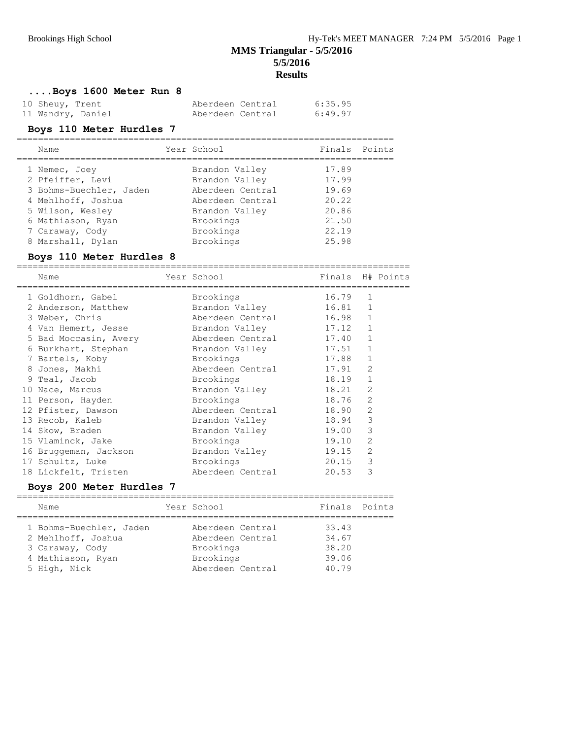# MMS Triangular - 5/5/2016

## 5/5/2016

## Results

### ....Boys 1600 Meter Run 8

| Place | Name | School | Finals |
|---|---|---|---|
| 10 | Sheuy, Trent | Aberdeen Central | 6:35.95 |
| 11 | Wandry, Daniel | Aberdeen Central | 6:49.97 |

### Boys 110 Meter Hurdles 7

| Place | Name | Year | School | Finals | Points |
|---|---|---|---|---|---|
| 1 | Nemec, Joey | | Brandon Valley | 17.89 | |
| 2 | Pfeiffer, Levi | | Brandon Valley | 17.99 | |
| 3 | Bohms-Buechler, Jaden | | Aberdeen Central | 19.69 | |
| 4 | Mehlhoff, Joshua | | Aberdeen Central | 20.22 | |
| 5 | Wilson, Wesley | | Brandon Valley | 20.86 | |
| 6 | Mathiason, Ryan | | Brookings | 21.50 | |
| 7 | Caraway, Cody | | Brookings | 22.19 | |
| 8 | Marshall, Dylan | | Brookings | 25.98 | |

### Boys 110 Meter Hurdles 8

| Place | Name | Year | School | Finals | H# | Points |
|---|---|---|---|---|---|---|
| 1 | Goldhorn, Gabel | | Brookings | 16.79 | 1 | |
| 2 | Anderson, Matthew | | Brandon Valley | 16.81 | 1 | |
| 3 | Weber, Chris | | Aberdeen Central | 16.98 | 1 | |
| 4 | Van Hemert, Jesse | | Brandon Valley | 17.12 | 1 | |
| 5 | Bad Moccasin, Avery | | Aberdeen Central | 17.40 | 1 | |
| 6 | Burkhart, Stephan | | Brandon Valley | 17.51 | 1 | |
| 7 | Bartels, Koby | | Brookings | 17.88 | 1 | |
| 8 | Jones, Makhi | | Aberdeen Central | 17.91 | 2 | |
| 9 | Teal, Jacob | | Brookings | 18.19 | 1 | |
| 10 | Nace, Marcus | | Brandon Valley | 18.21 | 2 | |
| 11 | Person, Hayden | | Brookings | 18.76 | 2 | |
| 12 | Pfister, Dawson | | Aberdeen Central | 18.90 | 2 | |
| 13 | Recob, Kaleb | | Brandon Valley | 18.94 | 3 | |
| 14 | Skow, Braden | | Brandon Valley | 19.00 | 3 | |
| 15 | Vlaminck, Jake | | Brookings | 19.10 | 2 | |
| 16 | Bruggeman, Jackson | | Brandon Valley | 19.15 | 2 | |
| 17 | Schultz, Luke | | Brookings | 20.15 | 3 | |
| 18 | Lickfelt, Tristen | | Aberdeen Central | 20.53 | 3 | |

### Boys 200 Meter Hurdles 7

| Place | Name | Year | School | Finals | Points |
|---|---|---|---|---|---|
| 1 | Bohms-Buechler, Jaden | | Aberdeen Central | 33.43 | |
| 2 | Mehlhoff, Joshua | | Aberdeen Central | 34.67 | |
| 3 | Caraway, Cody | | Brookings | 38.20 | |
| 4 | Mathiason, Ryan | | Brookings | 39.06 | |
| 5 | High, Nick | | Aberdeen Central | 40.79 | |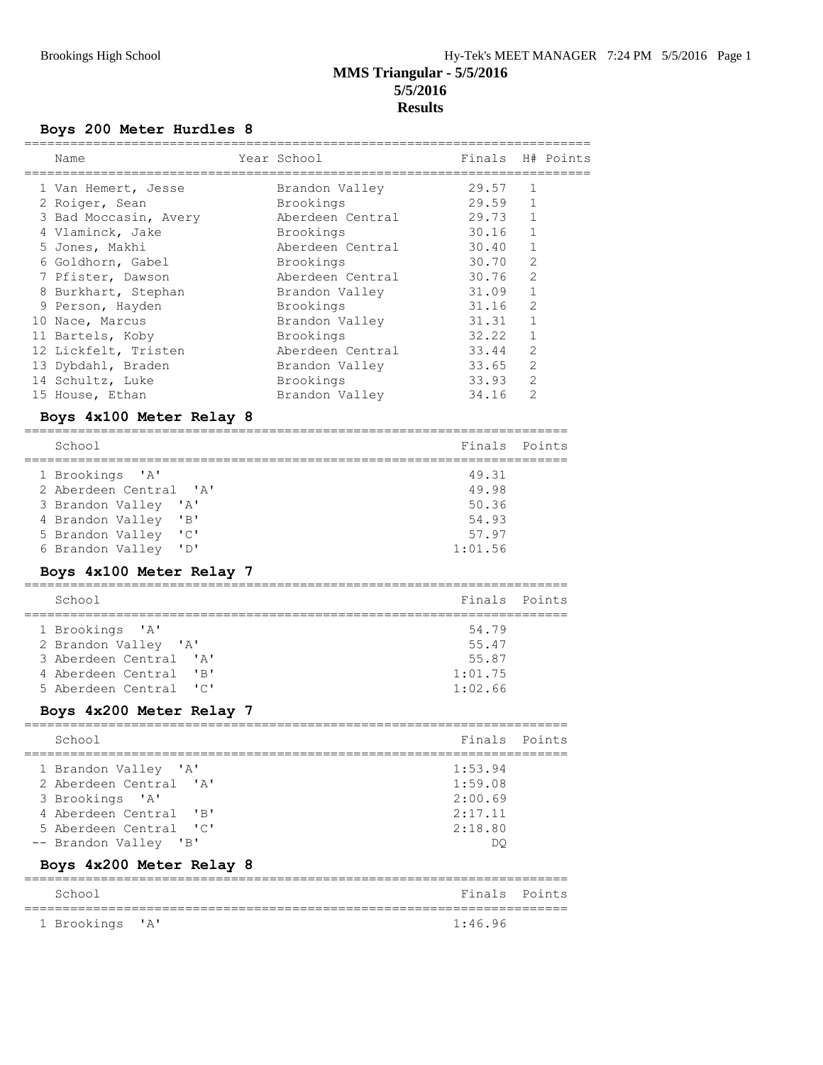# MMS Triangular - 5/5/2016
## 5/5/2016
## Results

### Boys 200 Meter Hurdles 8

| Name | Year | School | Finals | H# | Points |
|---|---|---|---|---|---|
| 1 Van Hemert, Jesse | | Brandon Valley | 29.57 | 1 | |
| 2 Roiger, Sean | | Brookings | 29.59 | 1 | |
| 3 Bad Moccasin, Avery | | Aberdeen Central | 29.73 | 1 | |
| 4 Vlaminck, Jake | | Brookings | 30.16 | 1 | |
| 5 Jones, Makhi | | Aberdeen Central | 30.40 | 1 | |
| 6 Goldhorn, Gabel | | Brookings | 30.70 | 2 | |
| 7 Pfister, Dawson | | Aberdeen Central | 30.76 | 2 | |
| 8 Burkhart, Stephan | | Brandon Valley | 31.09 | 1 | |
| 9 Person, Hayden | | Brookings | 31.16 | 2 | |
| 10 Nace, Marcus | | Brandon Valley | 31.31 | 1 | |
| 11 Bartels, Koby | | Brookings | 32.22 | 1 | |
| 12 Lickfelt, Tristen | | Aberdeen Central | 33.44 | 2 | |
| 13 Dybdahl, Braden | | Brandon Valley | 33.65 | 2 | |
| 14 Schultz, Luke | | Brookings | 33.93 | 2 | |
| 15 House, Ethan | | Brandon Valley | 34.16 | 2 | |

### Boys 4x100 Meter Relay 8

| School | Finals | Points |
|---|---|---|
| 1 Brookings 'A' | 49.31 | |
| 2 Aberdeen Central 'A' | 49.98 | |
| 3 Brandon Valley 'A' | 50.36 | |
| 4 Brandon Valley 'B' | 54.93 | |
| 5 Brandon Valley 'C' | 57.97 | |
| 6 Brandon Valley 'D' | 1:01.56 | |

### Boys 4x100 Meter Relay 7

| School | Finals | Points |
|---|---|---|
| 1 Brookings 'A' | 54.79 | |
| 2 Brandon Valley 'A' | 55.47 | |
| 3 Aberdeen Central 'A' | 55.87 | |
| 4 Aberdeen Central 'B' | 1:01.75 | |
| 5 Aberdeen Central 'C' | 1:02.66 | |

### Boys 4x200 Meter Relay 7

| School | Finals | Points |
|---|---|---|
| 1 Brandon Valley 'A' | 1:53.94 | |
| 2 Aberdeen Central 'A' | 1:59.08 | |
| 3 Brookings 'A' | 2:00.69 | |
| 4 Aberdeen Central 'B' | 2:17.11 | |
| 5 Aberdeen Central 'C' | 2:18.80 | |
| -- Brandon Valley 'B' | DQ | |

### Boys 4x200 Meter Relay 8

| School | Finals | Points |
|---|---|---|
| 1 Brookings 'A' | 1:46.96 | |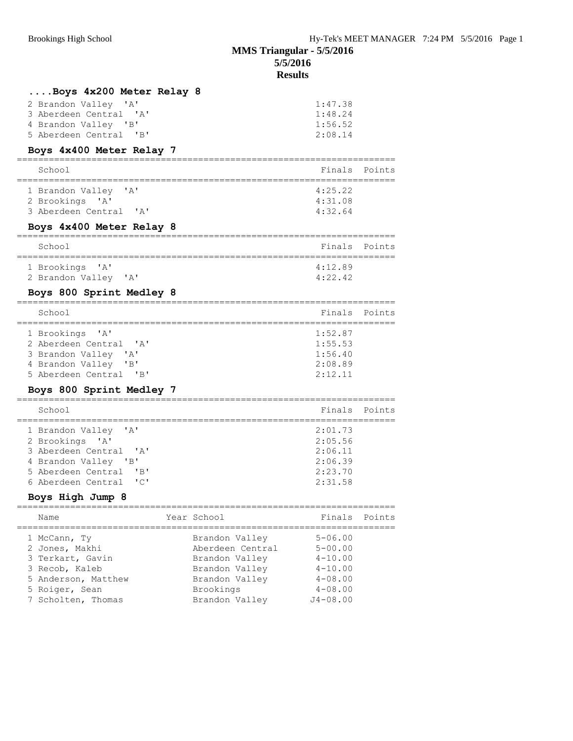## MMS Triangular - 5/5/2016

**5/5/2016**

**Results**

### ....Boys 4x200 Meter Relay 8

| School | Finals | Points |
|---|---|---|
| 2 Brandon Valley 'A' | 1:47.38 | |
| 3 Aberdeen Central 'A' | 1:48.24 | |
| 4 Brandon Valley 'B' | 1:56.52 | |
| 5 Aberdeen Central 'B' | 2:08.14 | |

### Boys 4x400 Meter Relay 7

| School | Finals | Points |
|---|---|---|
| 1 Brandon Valley 'A' | 4:25.22 | |
| 2 Brookings 'A' | 4:31.08 | |
| 3 Aberdeen Central 'A' | 4:32.64 | |

### Boys 4x400 Meter Relay 8

| School | Finals | Points |
|---|---|---|
| 1 Brookings 'A' | 4:12.89 | |
| 2 Brandon Valley 'A' | 4:22.42 | |

### Boys 800 Sprint Medley 8

| School | Finals | Points |
|---|---|---|
| 1 Brookings 'A' | 1:52.87 | |
| 2 Aberdeen Central 'A' | 1:55.53 | |
| 3 Brandon Valley 'A' | 1:56.40 | |
| 4 Brandon Valley 'B' | 2:08.89 | |
| 5 Aberdeen Central 'B' | 2:12.11 | |

### Boys 800 Sprint Medley 7

| School | Finals | Points |
|---|---|---|
| 1 Brandon Valley 'A' | 2:01.73 | |
| 2 Brookings 'A' | 2:05.56 | |
| 3 Aberdeen Central 'A' | 2:06.11 | |
| 4 Brandon Valley 'B' | 2:06.39 | |
| 5 Aberdeen Central 'B' | 2:23.70 | |
| 6 Aberdeen Central 'C' | 2:31.58 | |

### Boys High Jump 8

| Name | Year | School | Finals | Points |
|---|---|---|---|---|
| 1 McCann, Ty | | Brandon Valley | 5-06.00 | |
| 2 Jones, Makhi | | Aberdeen Central | 5-00.00 | |
| 3 Terkart, Gavin | | Brandon Valley | 4-10.00 | |
| 3 Recob, Kaleb | | Brandon Valley | 4-10.00 | |
| 5 Anderson, Matthew | | Brandon Valley | 4-08.00 | |
| 5 Roiger, Sean | | Brookings | 4-08.00 | |
| 7 Scholten, Thomas | | Brandon Valley | J4-08.00 | |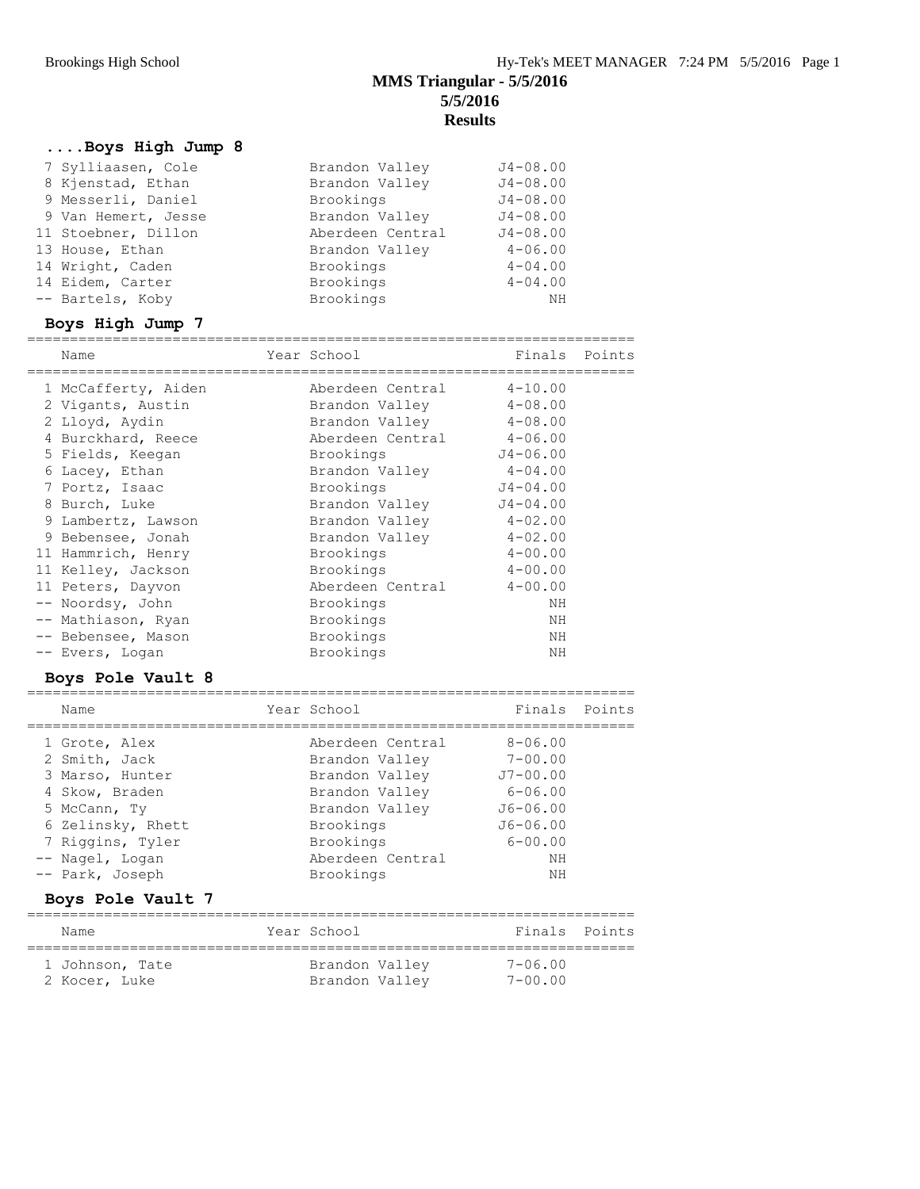# MMS Triangular - 5/5/2016

**5/5/2016**

**Results**

### ....Boys High Jump 8

| Name | Year School | Finals | Points |
|---|---|---|---|
| 7 Sylliaasen, Cole | Brandon Valley | J4-08.00 | |
| 8 Kjenstad, Ethan | Brandon Valley | J4-08.00 | |
| 9 Messerli, Daniel | Brookings | J4-08.00 | |
| 9 Van Hemert, Jesse | Brandon Valley | J4-08.00 | |
| 11 Stoebner, Dillon | Aberdeen Central | J4-08.00 | |
| 13 House, Ethan | Brandon Valley | 4-06.00 | |
| 14 Wright, Caden | Brookings | 4-04.00 | |
| 14 Eidem, Carter | Brookings | 4-04.00 | |
| -- Bartels, Koby | Brookings | NH | |

### Boys High Jump 7

| Name | Year School | Finals | Points |
|---|---|---|---|
| 1 McCafferty, Aiden | Aberdeen Central | 4-10.00 | |
| 2 Vigants, Austin | Brandon Valley | 4-08.00 | |
| 2 Lloyd, Aydin | Brandon Valley | 4-08.00 | |
| 4 Burckhard, Reece | Aberdeen Central | 4-06.00 | |
| 5 Fields, Keegan | Brookings | J4-06.00 | |
| 6 Lacey, Ethan | Brandon Valley | 4-04.00 | |
| 7 Portz, Isaac | Brookings | J4-04.00 | |
| 8 Burch, Luke | Brandon Valley | J4-04.00 | |
| 9 Lambertz, Lawson | Brandon Valley | 4-02.00 | |
| 9 Bebensee, Jonah | Brandon Valley | 4-02.00 | |
| 11 Hammrich, Henry | Brookings | 4-00.00 | |
| 11 Kelley, Jackson | Brookings | 4-00.00 | |
| 11 Peters, Dayvon | Aberdeen Central | 4-00.00 | |
| -- Noordsy, John | Brookings | NH | |
| -- Mathiason, Ryan | Brookings | NH | |
| -- Bebensee, Mason | Brookings | NH | |
| -- Evers, Logan | Brookings | NH | |

### Boys Pole Vault 8

| Name | Year School | Finals | Points |
|---|---|---|---|
| 1 Grote, Alex | Aberdeen Central | 8-06.00 | |
| 2 Smith, Jack | Brandon Valley | 7-00.00 | |
| 3 Marso, Hunter | Brandon Valley | J7-00.00 | |
| 4 Skow, Braden | Brandon Valley | 6-06.00 | |
| 5 McCann, Ty | Brandon Valley | J6-06.00 | |
| 6 Zelinsky, Rhett | Brookings | J6-06.00 | |
| 7 Riggins, Tyler | Brookings | 6-00.00 | |
| -- Nagel, Logan | Aberdeen Central | NH | |
| -- Park, Joseph | Brookings | NH | |

### Boys Pole Vault 7

| Name | Year School | Finals | Points |
|---|---|---|---|
| 1 Johnson, Tate | Brandon Valley | 7-06.00 | |
| 2 Kocer, Luke | Brandon Valley | 7-00.00 | |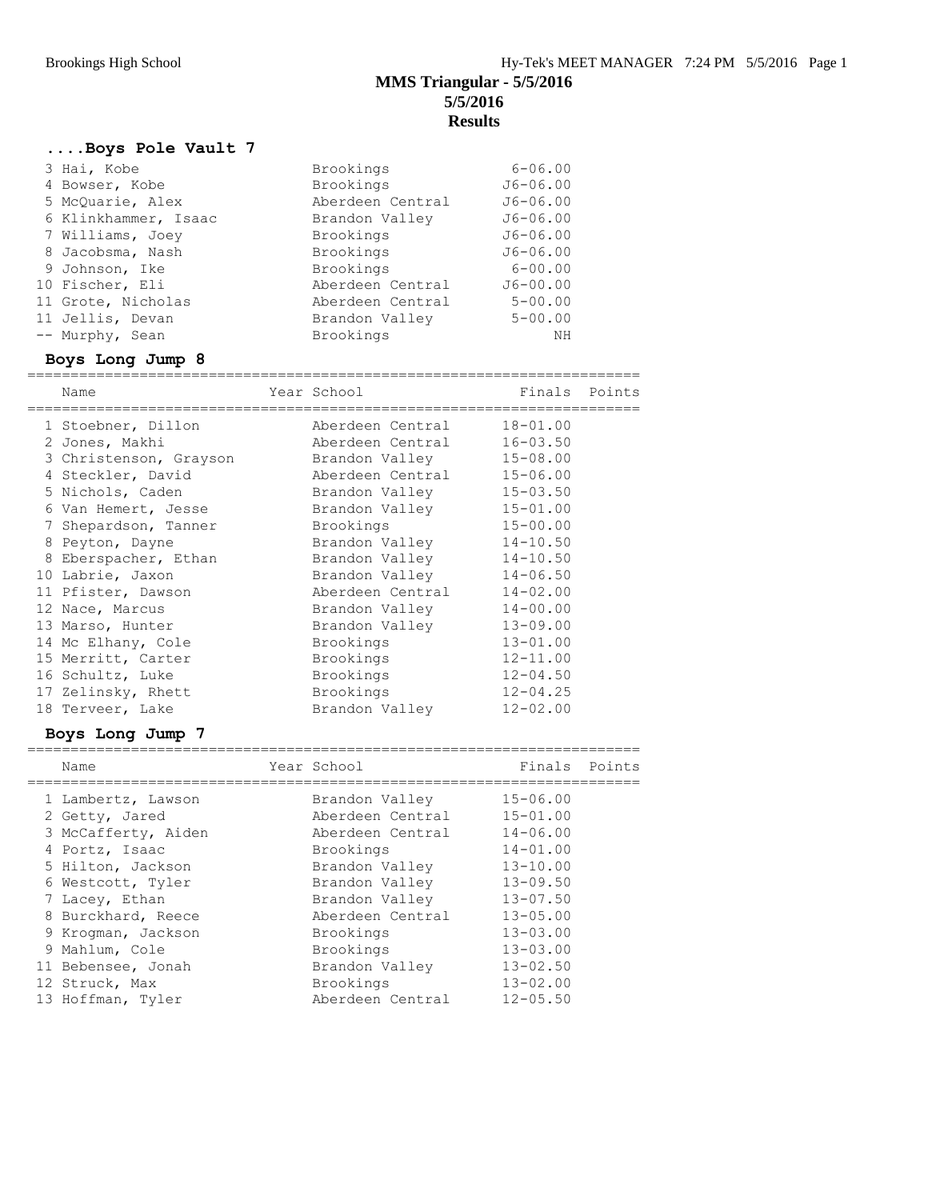# MMS Triangular - 5/5/2016

**5/5/2016**

**Results**

### ....Boys Pole Vault 7

| | Name | School | Finals |
|---|---|---|---|
| 3 | Hai, Kobe | Brookings | 6-06.00 |
| 4 | Bowser, Kobe | Brookings | J6-06.00 |
| 5 | McQuarie, Alex | Aberdeen Central | J6-06.00 |
| 6 | Klinkhammer, Isaac | Brandon Valley | J6-06.00 |
| 7 | Williams, Joey | Brookings | J6-06.00 |
| 8 | Jacobsma, Nash | Brookings | J6-06.00 |
| 9 | Johnson, Ike | Brookings | 6-00.00 |
| 10 | Fischer, Eli | Aberdeen Central | J6-00.00 |
| 11 | Grote, Nicholas | Aberdeen Central | 5-00.00 |
| 11 | Jellis, Devan | Brandon Valley | 5-00.00 |
| -- | Murphy, Sean | Brookings | NH |

### Boys Long Jump 8

| | Name | Year | School | Finals | Points |
|---|---|---|---|---|---|
| 1 | Stoebner, Dillon | | Aberdeen Central | 18-01.00 | |
| 2 | Jones, Makhi | | Aberdeen Central | 16-03.50 | |
| 3 | Christenson, Grayson | | Brandon Valley | 15-08.00 | |
| 4 | Steckler, David | | Aberdeen Central | 15-06.00 | |
| 5 | Nichols, Caden | | Brandon Valley | 15-03.50 | |
| 6 | Van Hemert, Jesse | | Brandon Valley | 15-01.00 | |
| 7 | Shepardson, Tanner | | Brookings | 15-00.00 | |
| 8 | Peyton, Dayne | | Brandon Valley | 14-10.50 | |
| 8 | Eberspacher, Ethan | | Brandon Valley | 14-10.50 | |
| 10 | Labrie, Jaxon | | Brandon Valley | 14-06.50 | |
| 11 | Pfister, Dawson | | Aberdeen Central | 14-02.00 | |
| 12 | Nace, Marcus | | Brandon Valley | 14-00.00 | |
| 13 | Marso, Hunter | | Brandon Valley | 13-09.00 | |
| 14 | Mc Elhany, Cole | | Brookings | 13-01.00 | |
| 15 | Merritt, Carter | | Brookings | 12-11.00 | |
| 16 | Schultz, Luke | | Brookings | 12-04.50 | |
| 17 | Zelinsky, Rhett | | Brookings | 12-04.25 | |
| 18 | Terveer, Lake | | Brandon Valley | 12-02.00 | |

### Boys Long Jump 7

| | Name | Year | School | Finals | Points |
|---|---|---|---|---|---|
| 1 | Lambertz, Lawson | | Brandon Valley | 15-06.00 | |
| 2 | Getty, Jared | | Aberdeen Central | 15-01.00 | |
| 3 | McCafferty, Aiden | | Aberdeen Central | 14-06.00 | |
| 4 | Portz, Isaac | | Brookings | 14-01.00 | |
| 5 | Hilton, Jackson | | Brandon Valley | 13-10.00 | |
| 6 | Westcott, Tyler | | Brandon Valley | 13-09.50 | |
| 7 | Lacey, Ethan | | Brandon Valley | 13-07.50 | |
| 8 | Burckhard, Reece | | Aberdeen Central | 13-05.00 | |
| 9 | Krogman, Jackson | | Brookings | 13-03.00 | |
| 9 | Mahlum, Cole | | Brookings | 13-03.00 | |
| 11 | Bebensee, Jonah | | Brandon Valley | 13-02.50 | |
| 12 | Struck, Max | | Brookings | 13-02.00 | |
| 13 | Hoffman, Tyler | | Aberdeen Central | 12-05.50 | |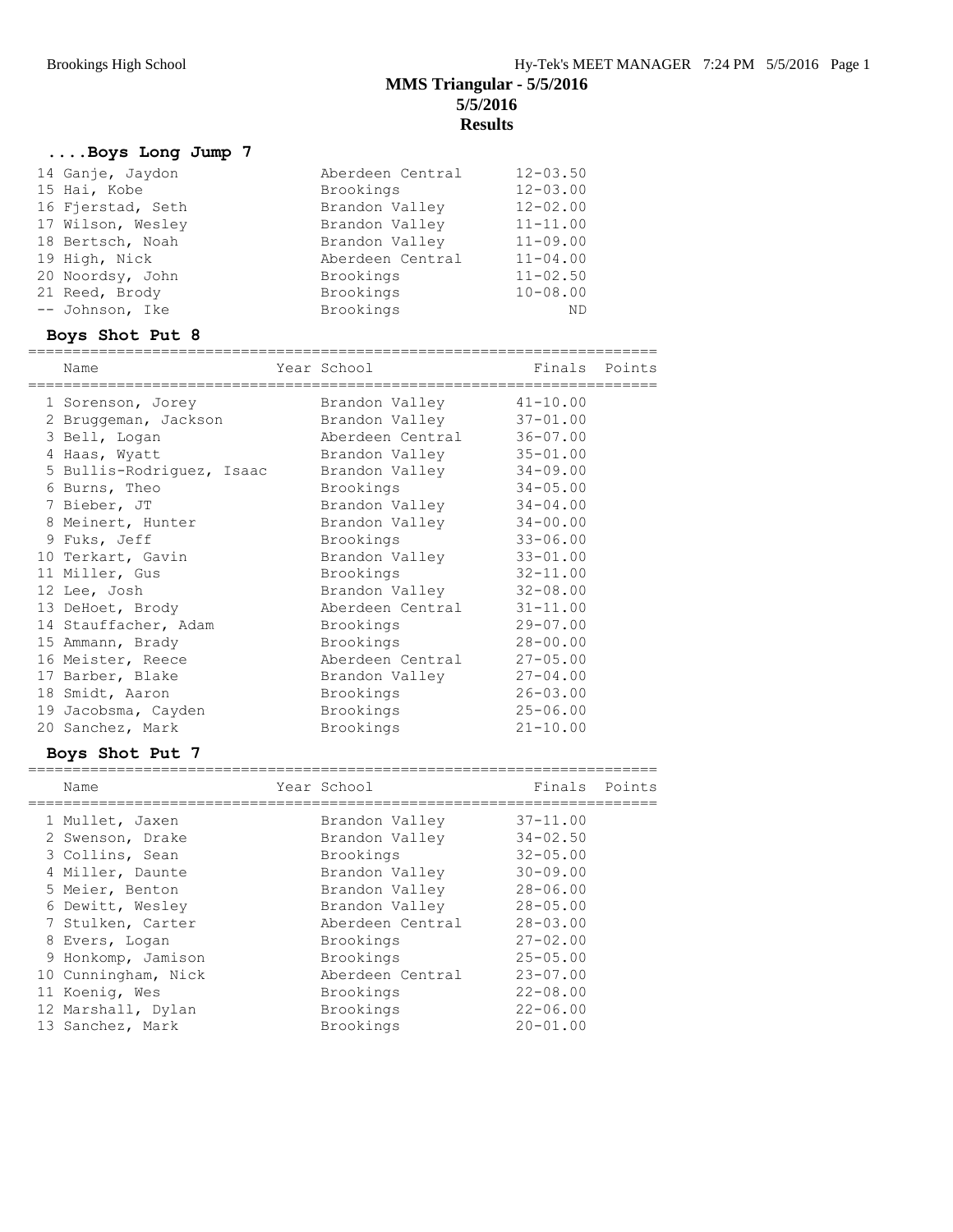# MMS Triangular - 5/5/2016
## 5/5/2016
## Results

### ....Boys Long Jump 7

| Place | Name | Year | School | Finals | Points |
|---|---|---|---|---|---|
| 14 | Ganje, Jaydon | | Aberdeen Central | 12-03.50 | |
| 15 | Hai, Kobe | | Brookings | 12-03.00 | |
| 16 | Fjerstad, Seth | | Brandon Valley | 12-02.00 | |
| 17 | Wilson, Wesley | | Brandon Valley | 11-11.00 | |
| 18 | Bertsch, Noah | | Brandon Valley | 11-09.00 | |
| 19 | High, Nick | | Aberdeen Central | 11-04.00 | |
| 20 | Noordsy, John | | Brookings | 11-02.50 | |
| 21 | Reed, Brody | | Brookings | 10-08.00 | |
| -- | Johnson, Ike | | Brookings | ND | |

### Boys Shot Put 8

| Place | Name | Year | School | Finals | Points |
|---|---|---|---|---|---|
| 1 | Sorenson, Jorey | | Brandon Valley | 41-10.00 | |
| 2 | Bruggeman, Jackson | | Brandon Valley | 37-01.00 | |
| 3 | Bell, Logan | | Aberdeen Central | 36-07.00 | |
| 4 | Haas, Wyatt | | Brandon Valley | 35-01.00 | |
| 5 | Bullis-Rodriguez, Isaac | | Brandon Valley | 34-09.00 | |
| 6 | Burns, Theo | | Brookings | 34-05.00 | |
| 7 | Bieber, JT | | Brandon Valley | 34-04.00 | |
| 8 | Meinert, Hunter | | Brandon Valley | 34-00.00 | |
| 9 | Fuks, Jeff | | Brookings | 33-06.00 | |
| 10 | Terkart, Gavin | | Brandon Valley | 33-01.00 | |
| 11 | Miller, Gus | | Brookings | 32-11.00 | |
| 12 | Lee, Josh | | Brandon Valley | 32-08.00 | |
| 13 | DeHoet, Brody | | Aberdeen Central | 31-11.00 | |
| 14 | Stauffacher, Adam | | Brookings | 29-07.00 | |
| 15 | Ammann, Brady | | Brookings | 28-00.00 | |
| 16 | Meister, Reece | | Aberdeen Central | 27-05.00 | |
| 17 | Barber, Blake | | Brandon Valley | 27-04.00 | |
| 18 | Smidt, Aaron | | Brookings | 26-03.00 | |
| 19 | Jacobsma, Cayden | | Brookings | 25-06.00 | |
| 20 | Sanchez, Mark | | Brookings | 21-10.00 | |

### Boys Shot Put 7

| Place | Name | Year | School | Finals | Points |
|---|---|---|---|---|---|
| 1 | Mullet, Jaxen | | Brandon Valley | 37-11.00 | |
| 2 | Swenson, Drake | | Brandon Valley | 34-02.50 | |
| 3 | Collins, Sean | | Brookings | 32-05.00 | |
| 4 | Miller, Daunte | | Brandon Valley | 30-09.00 | |
| 5 | Meier, Benton | | Brandon Valley | 28-06.00 | |
| 6 | Dewitt, Wesley | | Brandon Valley | 28-05.00 | |
| 7 | Stulken, Carter | | Aberdeen Central | 28-03.00 | |
| 8 | Evers, Logan | | Brookings | 27-02.00 | |
| 9 | Honkomp, Jamison | | Brookings | 25-05.00 | |
| 10 | Cunningham, Nick | | Aberdeen Central | 23-07.00 | |
| 11 | Koenig, Wes | | Brookings | 22-08.00 | |
| 12 | Marshall, Dylan | | Brookings | 22-06.00 | |
| 13 | Sanchez, Mark | | Brookings | 20-01.00 | |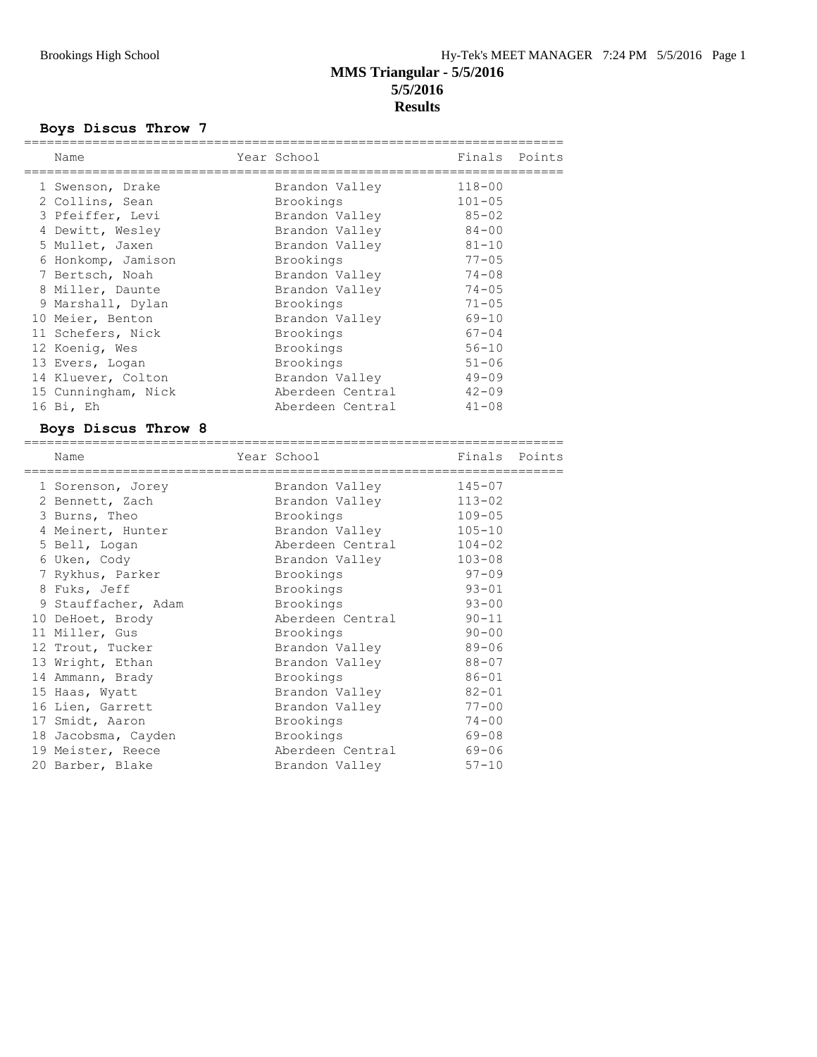# MMS Triangular - 5/5/2016
## 5/5/2016
## Results

### Boys Discus Throw 7

| | Name | Year | School | Finals | Points |
|---|---|---|---|---|---|
| 1 | Swenson, Drake | | Brandon Valley | 118-00 | |
| 2 | Collins, Sean | | Brookings | 101-05 | |
| 3 | Pfeiffer, Levi | | Brandon Valley | 85-02 | |
| 4 | Dewitt, Wesley | | Brandon Valley | 84-00 | |
| 5 | Mullet, Jaxen | | Brandon Valley | 81-10 | |
| 6 | Honkomp, Jamison | | Brookings | 77-05 | |
| 7 | Bertsch, Noah | | Brandon Valley | 74-08 | |
| 8 | Miller, Daunte | | Brandon Valley | 74-05 | |
| 9 | Marshall, Dylan | | Brookings | 71-05 | |
| 10 | Meier, Benton | | Brandon Valley | 69-10 | |
| 11 | Schefers, Nick | | Brookings | 67-04 | |
| 12 | Koenig, Wes | | Brookings | 56-10 | |
| 13 | Evers, Logan | | Brookings | 51-06 | |
| 14 | Kluever, Colton | | Brandon Valley | 49-09 | |
| 15 | Cunningham, Nick | | Aberdeen Central | 42-09 | |
| 16 | Bi, Eh | | Aberdeen Central | 41-08 | |

### Boys Discus Throw 8

| | Name | Year | School | Finals | Points |
|---|---|---|---|---|---|
| 1 | Sorenson, Jorey | | Brandon Valley | 145-07 | |
| 2 | Bennett, Zach | | Brandon Valley | 113-02 | |
| 3 | Burns, Theo | | Brookings | 109-05 | |
| 4 | Meinert, Hunter | | Brandon Valley | 105-10 | |
| 5 | Bell, Logan | | Aberdeen Central | 104-02 | |
| 6 | Uken, Cody | | Brandon Valley | 103-08 | |
| 7 | Rykhus, Parker | | Brookings | 97-09 | |
| 8 | Fuks, Jeff | | Brookings | 93-01 | |
| 9 | Stauffacher, Adam | | Brookings | 93-00 | |
| 10 | DeHoet, Brody | | Aberdeen Central | 90-11 | |
| 11 | Miller, Gus | | Brookings | 90-00 | |
| 12 | Trout, Tucker | | Brandon Valley | 89-06 | |
| 13 | Wright, Ethan | | Brandon Valley | 88-07 | |
| 14 | Ammann, Brady | | Brookings | 86-01 | |
| 15 | Haas, Wyatt | | Brandon Valley | 82-01 | |
| 16 | Lien, Garrett | | Brandon Valley | 77-00 | |
| 17 | Smidt, Aaron | | Brookings | 74-00 | |
| 18 | Jacobsma, Cayden | | Brookings | 69-08 | |
| 19 | Meister, Reece | | Aberdeen Central | 69-06 | |
| 20 | Barber, Blake | | Brandon Valley | 57-10 | |